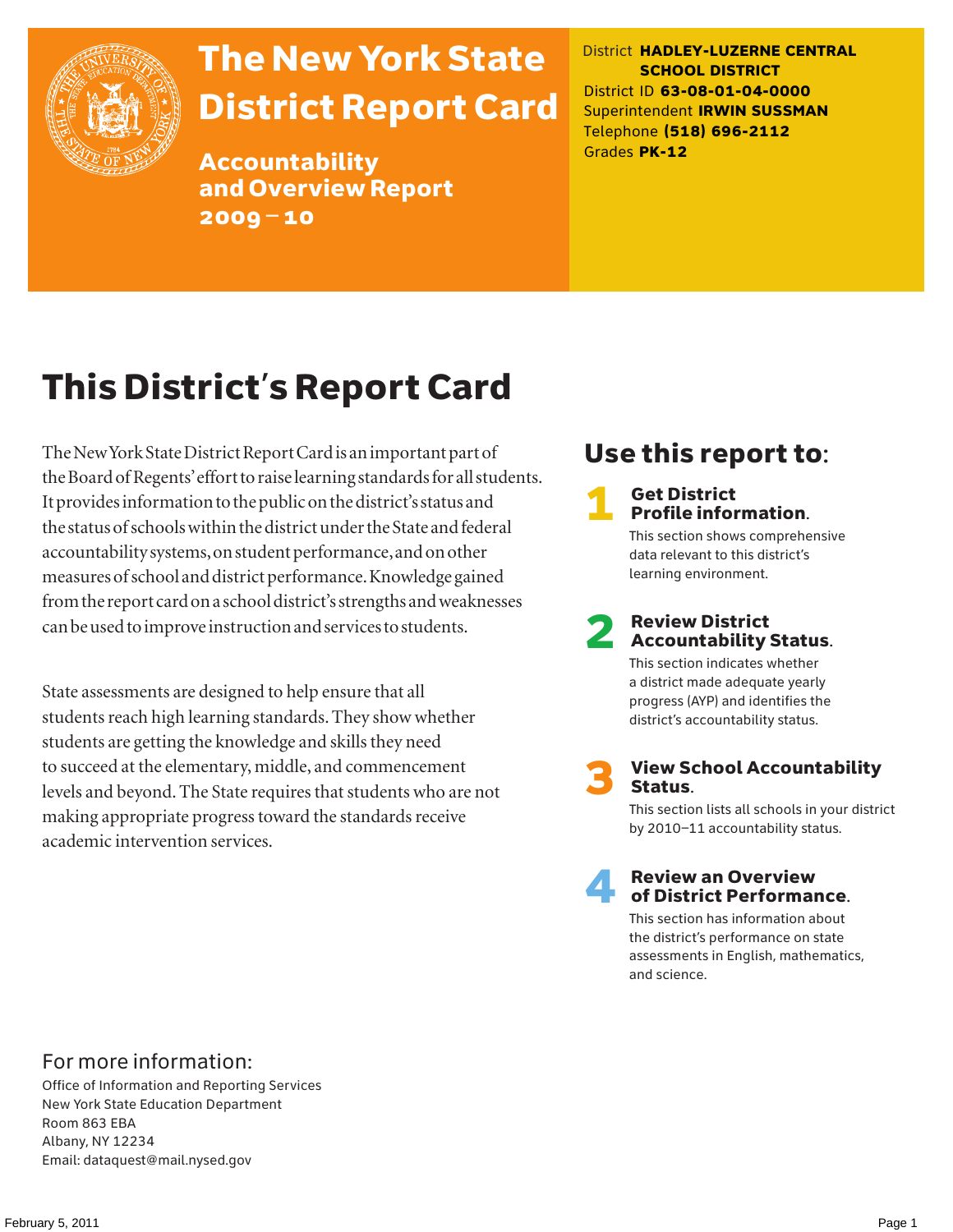# The New York State District Report Card

## Accountability and Overview Report 2009 – 10

District **HADLEY-LUZERNE CENTRAL SCHOOL DISTRICT**
District ID **63-08-01-04-0000**
Superintendent **IRWIN SUSSMAN**
Telephone **(518) 696-2112**
Grades **PK-12**

# This District's Report Card

The New York State District Report Card is an important part of the Board of Regents' effort to raise learning standards for all students. It provides information to the public on the district's status and the status of schools within the district under the State and federal accountability systems, on student performance, and on other measures of school and district performance. Knowledge gained from the report card on a school district's strengths and weaknesses can be used to improve instruction and services to students.

State assessments are designed to help ensure that all students reach high learning standards. They show whether students are getting the knowledge and skills they need to succeed at the elementary, middle, and commencement levels and beyond. The State requires that students who are not making appropriate progress toward the standards receive academic intervention services.

## Use this report to:

1. **Get District Profile information.**
   This section shows comprehensive data relevant to this district's learning environment.

2. **Review District Accountability Status.**
   This section indicates whether a district made adequate yearly progress (AYP) and identifies the district's accountability status.

3. **View School Accountability Status.**
   This section lists all schools in your district by 2010–11 accountability status.

4. **Review an Overview of District Performance.**
   This section has information about the district's performance on state assessments in English, mathematics, and science.

## For more information:

Office of Information and Reporting Services
New York State Education Department
Room 863 EBA
Albany, NY 12234
Email: dataquest@mail.nysed.gov

February 5, 2011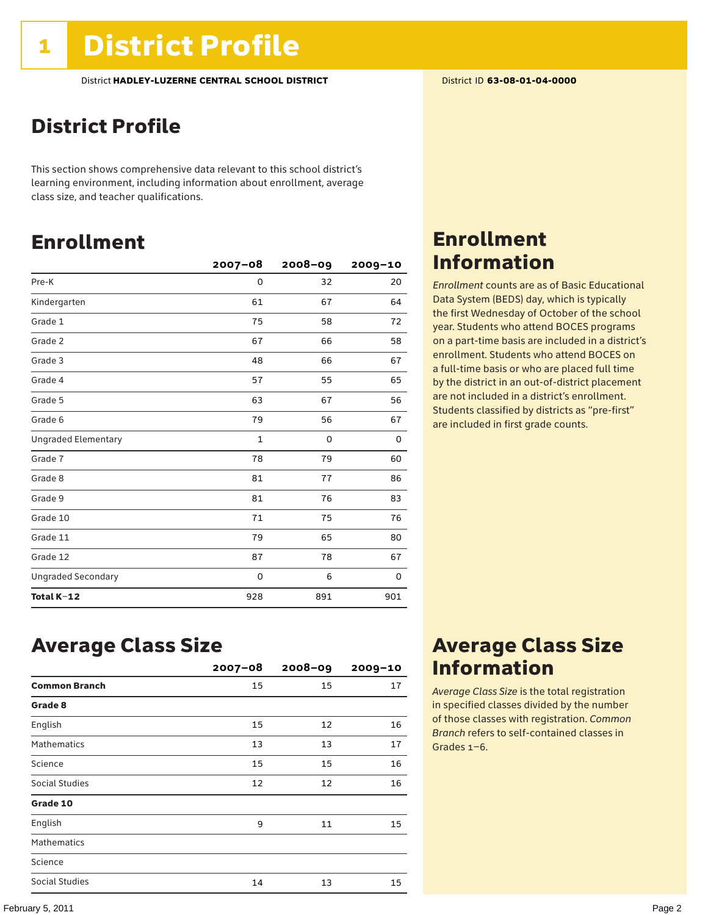# 1 District Profile

District **HADLEY-LUZERNE CENTRAL SCHOOL DISTRICT**

District ID **63-08-01-04-0000**

## District Profile

This section shows comprehensive data relevant to this school district's learning environment, including information about enrollment, average class size, and teacher qualifications.

## Enrollment

| | 2007–08 | 2008–09 | 2009–10 |
|---|---|---|---|
| Pre-K | 0 | 32 | 20 |
| Kindergarten | 61 | 67 | 64 |
| Grade 1 | 75 | 58 | 72 |
| Grade 2 | 67 | 66 | 58 |
| Grade 3 | 48 | 66 | 67 |
| Grade 4 | 57 | 55 | 65 |
| Grade 5 | 63 | 67 | 56 |
| Grade 6 | 79 | 56 | 67 |
| Ungraded Elementary | 1 | 0 | 0 |
| Grade 7 | 78 | 79 | 60 |
| Grade 8 | 81 | 77 | 86 |
| Grade 9 | 81 | 76 | 83 |
| Grade 10 | 71 | 75 | 76 |
| Grade 11 | 79 | 65 | 80 |
| Grade 12 | 87 | 78 | 67 |
| Ungraded Secondary | 0 | 6 | 0 |
| **Total K–12** | 928 | 891 | 901 |

## Enrollment Information

*Enrollment* counts are as of Basic Educational Data System (BEDS) day, which is typically the first Wednesday of October of the school year. Students who attend BOCES programs on a part-time basis are included in a district's enrollment. Students who attend BOCES on a full-time basis or who are placed full time by the district in an out-of-district placement are not included in a district's enrollment. Students classified by districts as "pre-first" are included in first grade counts.

## Average Class Size

| | 2007–08 | 2008–09 | 2009–10 |
|---|---|---|---|
| **Common Branch** | 15 | 15 | 17 |
| **Grade 8** | | | |
| English | 15 | 12 | 16 |
| Mathematics | 13 | 13 | 17 |
| Science | 15 | 15 | 16 |
| Social Studies | 12 | 12 | 16 |
| **Grade 10** | | | |
| English | 9 | 11 | 15 |
| Mathematics | | | |
| Science | | | |
| Social Studies | 14 | 13 | 15 |

## Average Class Size Information

*Average Class Size* is the total registration in specified classes divided by the number of those classes with registration. *Common Branch* refers to self-contained classes in Grades 1–6.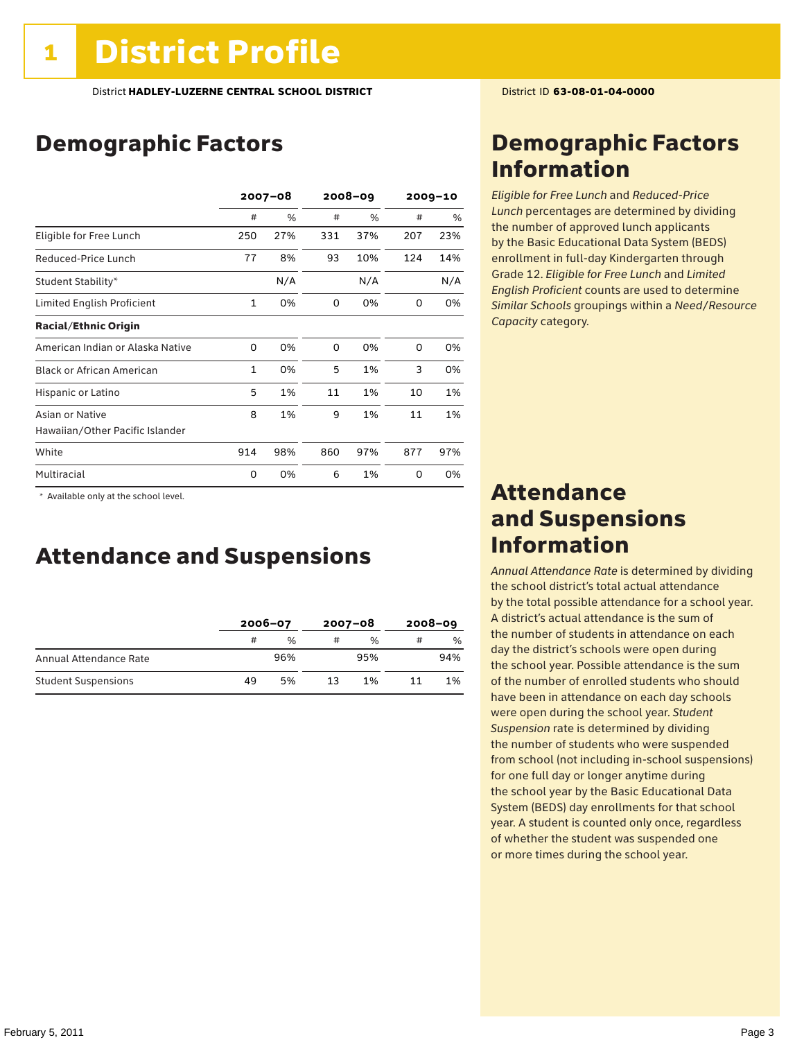# 1 District Profile

District **HADLEY-LUZERNE CENTRAL SCHOOL DISTRICT**

District ID **63-08-01-04-0000**

## Demographic Factors

| | 2007–08 | | 2008–09 | | 2009–10 | |
|---|---|---|---|---|---|---|
| | # | % | # | % | # | % |
| Eligible for Free Lunch | 250 | 27% | 331 | 37% | 207 | 23% |
| Reduced-Price Lunch | 77 | 8% | 93 | 10% | 124 | 14% |
| Student Stability* | | N/A | | N/A | | N/A |
| Limited English Proficient | 1 | 0% | 0 | 0% | 0 | 0% |
| **Racial/Ethnic Origin** | | | | | | |
| American Indian or Alaska Native | 0 | 0% | 0 | 0% | 0 | 0% |
| Black or African American | 1 | 0% | 5 | 1% | 3 | 0% |
| Hispanic or Latino | 5 | 1% | 11 | 1% | 10 | 1% |
| Asian or Native Hawaiian/Other Pacific Islander | 8 | 1% | 9 | 1% | 11 | 1% |
| White | 914 | 98% | 860 | 97% | 877 | 97% |
| Multiracial | 0 | 0% | 6 | 1% | 0 | 0% |

\* Available only at the school level.

## Attendance and Suspensions

| | 2006–07 | | 2007–08 | | 2008–09 | |
|---|---|---|---|---|---|---|
| | # | % | # | % | # | % |
| Annual Attendance Rate | | 96% | | 95% | | 94% |
| Student Suspensions | 49 | 5% | 13 | 1% | 11 | 1% |

## Demographic Factors Information

*Eligible for Free Lunch* and *Reduced-Price Lunch* percentages are determined by dividing the number of approved lunch applicants by the Basic Educational Data System (BEDS) enrollment in full-day Kindergarten through Grade 12. *Eligible for Free Lunch* and *Limited English Proficient* counts are used to determine *Similar Schools* groupings within a *Need/Resource Capacity* category.

## Attendance and Suspensions Information

*Annual Attendance Rate* is determined by dividing the school district's total actual attendance by the total possible attendance for a school year. A district's actual attendance is the sum of the number of students in attendance on each day the district's schools were open during the school year. Possible attendance is the sum of the number of enrolled students who should have been in attendance on each day schools were open during the school year. *Student Suspension* rate is determined by dividing the number of students who were suspended from school (not including in-school suspensions) for one full day or longer anytime during the school year by the Basic Educational Data System (BEDS) day enrollments for that school year. A student is counted only once, regardless of whether the student was suspended one or more times during the school year.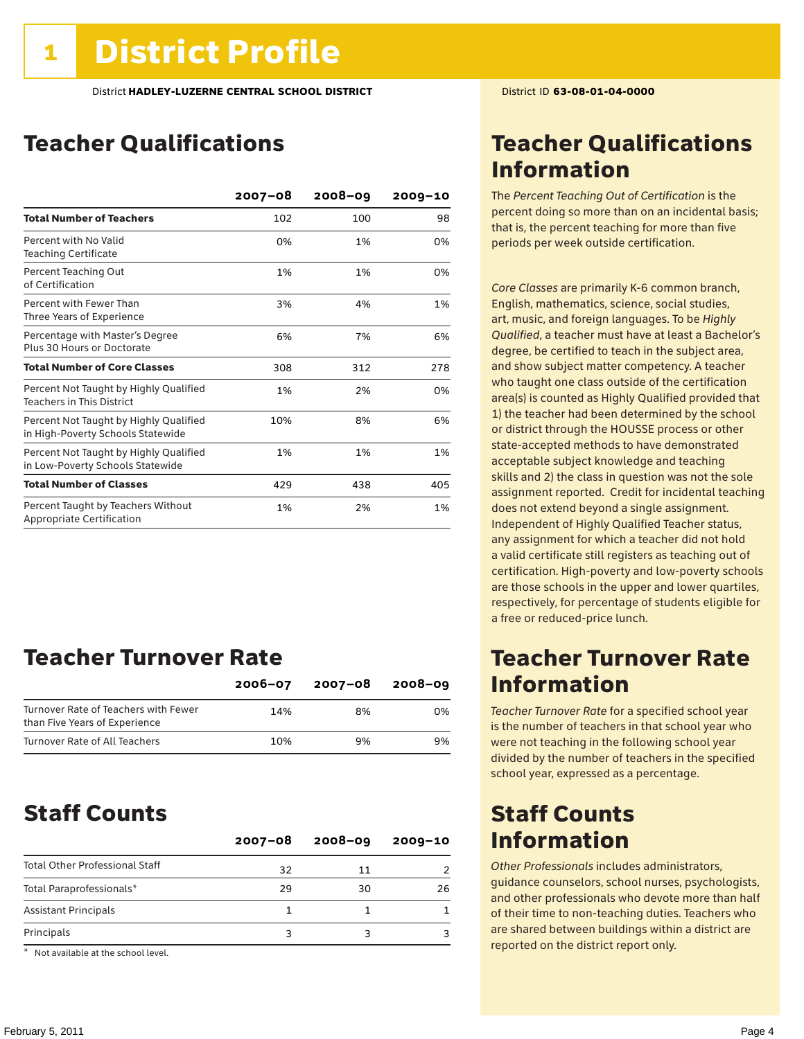# 1 District Profile

District **HADLEY-LUZERNE CENTRAL SCHOOL DISTRICT**

District ID **63-08-01-04-0000**

## Teacher Qualifications

| | 2007–08 | 2008–09 | 2009–10 |
|---|---|---|---|
| **Total Number of Teachers** | 102 | 100 | 98 |
| Percent with No Valid Teaching Certificate | 0% | 1% | 0% |
| Percent Teaching Out of Certification | 1% | 1% | 0% |
| Percent with Fewer Than Three Years of Experience | 3% | 4% | 1% |
| Percentage with Master's Degree Plus 30 Hours or Doctorate | 6% | 7% | 6% |
| **Total Number of Core Classes** | 308 | 312 | 278 |
| Percent Not Taught by Highly Qualified Teachers in This District | 1% | 2% | 0% |
| Percent Not Taught by Highly Qualified in High-Poverty Schools Statewide | 10% | 8% | 6% |
| Percent Not Taught by Highly Qualified in Low-Poverty Schools Statewide | 1% | 1% | 1% |
| **Total Number of Classes** | 429 | 438 | 405 |
| Percent Taught by Teachers Without Appropriate Certification | 1% | 2% | 1% |

## Teacher Turnover Rate

| | 2006–07 | 2007–08 | 2008–09 |
|---|---|---|---|
| Turnover Rate of Teachers with Fewer than Five Years of Experience | 14% | 8% | 0% |
| Turnover Rate of All Teachers | 10% | 9% | 9% |

## Staff Counts

| | 2007–08 | 2008–09 | 2009–10 |
|---|---|---|---|
| Total Other Professional Staff | 32 | 11 | 2 |
| Total Paraprofessionals* | 29 | 30 | 26 |
| Assistant Principals | 1 | 1 | 1 |
| Principals | 3 | 3 | 3 |

\* Not available at the school level.

## Teacher Qualifications Information

The *Percent Teaching Out of Certification* is the percent doing so more than on an incidental basis; that is, the percent teaching for more than five periods per week outside certification.

*Core Classes* are primarily K-6 common branch, English, mathematics, science, social studies, art, music, and foreign languages. To be *Highly Qualified*, a teacher must have at least a Bachelor's degree, be certified to teach in the subject area, and show subject matter competency. A teacher who taught one class outside of the certification area(s) is counted as Highly Qualified provided that 1) the teacher had been determined by the school or district through the HOUSSE process or other state-accepted methods to have demonstrated acceptable subject knowledge and teaching skills and 2) the class in question was not the sole assignment reported. Credit for incidental teaching does not extend beyond a single assignment. Independent of Highly Qualified Teacher status, any assignment for which a teacher did not hold a valid certificate still registers as teaching out of certification. High-poverty and low-poverty schools are those schools in the upper and lower quartiles, respectively, for percentage of students eligible for a free or reduced-price lunch.

## Teacher Turnover Rate Information

*Teacher Turnover Rate* for a specified school year is the number of teachers in that school year who were not teaching in the following school year divided by the number of teachers in the specified school year, expressed as a percentage.

## Staff Counts Information

*Other Professionals* includes administrators, guidance counselors, school nurses, psychologists, and other professionals who devote more than half of their time to non-teaching duties. Teachers who are shared between buildings within a district are reported on the district report only.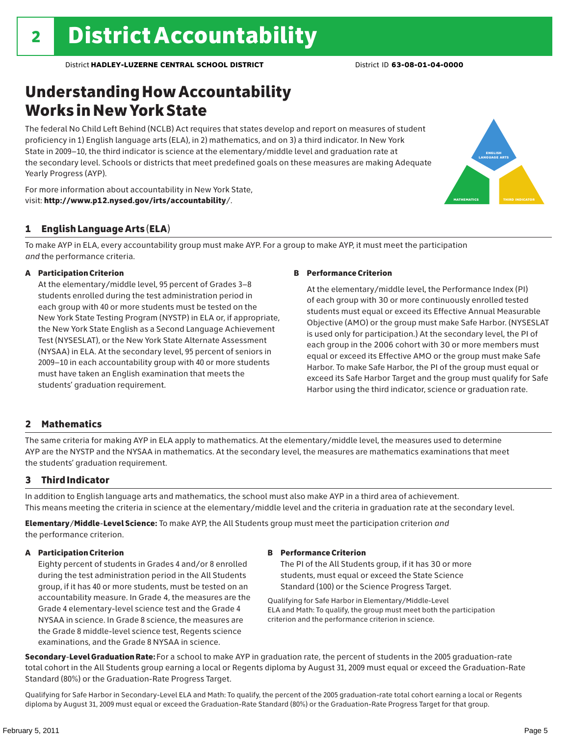# 2 District Accountability

District **HADLEY-LUZERNE CENTRAL SCHOOL DISTRICT** District ID **63-08-01-04-0000**

## Understanding How Accountability Works in New York State

The federal No Child Left Behind (NCLB) Act requires that states develop and report on measures of student proficiency in 1) English language arts (ELA), in 2) mathematics, and on 3) a third indicator. In New York State in 2009–10, the third indicator is science at the elementary/middle level and graduation rate at the secondary level. Schools or districts that meet predefined goals on these measures are making Adequate Yearly Progress (AYP).

For more information about accountability in New York State, visit: **http://www.p12.nysed.gov/irts/accountability/**.

ENGLISH LANGUAGE ARTS

MATHEMATICS

THIRD INDICATOR

### 1 English Language Arts (ELA)

To make AYP in ELA, every accountability group must make AYP. For a group to make AYP, it must meet the participation *and* the performance criteria.

**A Participation Criterion**

At the elementary/middle level, 95 percent of Grades 3–8 students enrolled during the test administration period in each group with 40 or more students must be tested on the New York State Testing Program (NYSTP) in ELA or, if appropriate, the New York State English as a Second Language Achievement Test (NYSESLAT), or the New York State Alternate Assessment (NYSAA) in ELA. At the secondary level, 95 percent of seniors in 2009–10 in each accountability group with 40 or more students must have taken an English examination that meets the students' graduation requirement.

**B Performance Criterion**

At the elementary/middle level, the Performance Index (PI) of each group with 30 or more continuously enrolled tested students must equal or exceed its Effective Annual Measurable Objective (AMO) or the group must make Safe Harbor. (NYSESLAT is used only for participation.) At the secondary level, the PI of each group in the 2006 cohort with 30 or more members must equal or exceed its Effective AMO or the group must make Safe Harbor. To make Safe Harbor, the PI of the group must equal or exceed its Safe Harbor Target and the group must qualify for Safe Harbor using the third indicator, science or graduation rate.

### 2 Mathematics

The same criteria for making AYP in ELA apply to mathematics. At the elementary/middle level, the measures used to determine AYP are the NYSTP and the NYSAA in mathematics. At the secondary level, the measures are mathematics examinations that meet the students' graduation requirement.

### 3 Third Indicator

In addition to English language arts and mathematics, the school must also make AYP in a third area of achievement. This means meeting the criteria in science at the elementary/middle level and the criteria in graduation rate at the secondary level.

**Elementary/Middle-Level Science:** To make AYP, the All Students group must meet the participation criterion *and* the performance criterion.

**A Participation Criterion**

Eighty percent of students in Grades 4 and/or 8 enrolled during the test administration period in the All Students group, if it has 40 or more students, must be tested on an accountability measure. In Grade 4, the measures are the Grade 4 elementary-level science test and the Grade 4 NYSAA in science. In Grade 8 science, the measures are the Grade 8 middle-level science test, Regents science examinations, and the Grade 8 NYSAA in science.

**B Performance Criterion**

The PI of the All Students group, if it has 30 or more students, must equal or exceed the State Science Standard (100) or the Science Progress Target.

Qualifying for Safe Harbor in Elementary/Middle-Level ELA and Math: To qualify, the group must meet both the participation criterion and the performance criterion in science.

**Secondary-Level Graduation Rate:** For a school to make AYP in graduation rate, the percent of students in the 2005 graduation-rate total cohort in the All Students group earning a local or Regents diploma by August 31, 2009 must equal or exceed the Graduation-Rate Standard (80%) or the Graduation-Rate Progress Target.

Qualifying for Safe Harbor in Secondary-Level ELA and Math: To qualify, the percent of the 2005 graduation-rate total cohort earning a local or Regents diploma by August 31, 2009 must equal or exceed the Graduation-Rate Standard (80%) or the Graduation-Rate Progress Target for that group.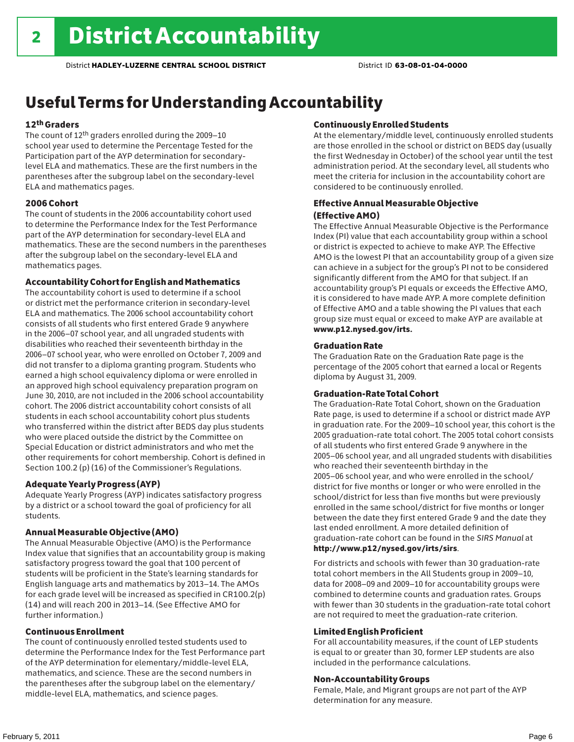# 2 District Accountability

District **HADLEY-LUZERNE CENTRAL SCHOOL DISTRICT** District ID **63-08-01-04-0000**

## Useful Terms for Understanding Accountability

### 12th Graders

The count of 12th graders enrolled during the 2009–10 school year used to determine the Percentage Tested for the Participation part of the AYP determination for secondary-level ELA and mathematics. These are the first numbers in the parentheses after the subgroup label on the secondary-level ELA and mathematics pages.

### 2006 Cohort

The count of students in the 2006 accountability cohort used to determine the Performance Index for the Test Performance part of the AYP determination for secondary-level ELA and mathematics. These are the second numbers in the parentheses after the subgroup label on the secondary-level ELA and mathematics pages.

### Accountability Cohort for English and Mathematics

The accountability cohort is used to determine if a school or district met the performance criterion in secondary-level ELA and mathematics. The 2006 school accountability cohort consists of all students who first entered Grade 9 anywhere in the 2006–07 school year, and all ungraded students with disabilities who reached their seventeenth birthday in the 2006–07 school year, who were enrolled on October 7, 2009 and did not transfer to a diploma granting program. Students who earned a high school equivalency diploma or were enrolled in an approved high school equivalency preparation program on June 30, 2010, are not included in the 2006 school accountability cohort. The 2006 district accountability cohort consists of all students in each school accountability cohort plus students who transferred within the district after BEDS day plus students who were placed outside the district by the Committee on Special Education or district administrators and who met the other requirements for cohort membership. Cohort is defined in Section 100.2 (p) (16) of the Commissioner's Regulations.

### Adequate Yearly Progress (AYP)

Adequate Yearly Progress (AYP) indicates satisfactory progress by a district or a school toward the goal of proficiency for all students.

### Annual Measurable Objective (AMO)

The Annual Measurable Objective (AMO) is the Performance Index value that signifies that an accountability group is making satisfactory progress toward the goal that 100 percent of students will be proficient in the State's learning standards for English language arts and mathematics by 2013–14. The AMOs for each grade level will be increased as specified in CR100.2(p)(14) and will reach 200 in 2013–14. (See Effective AMO for further information.)

### Continuous Enrollment

The count of continuously enrolled tested students used to determine the Performance Index for the Test Performance part of the AYP determination for elementary/middle-level ELA, mathematics, and science. These are the second numbers in the parentheses after the subgroup label on the elementary/middle-level ELA, mathematics, and science pages.

### Continuously Enrolled Students

At the elementary/middle level, continuously enrolled students are those enrolled in the school or district on BEDS day (usually the first Wednesday in October) of the school year until the test administration period. At the secondary level, all students who meet the criteria for inclusion in the accountability cohort are considered to be continuously enrolled.

### Effective Annual Measurable Objective (Effective AMO)

The Effective Annual Measurable Objective is the Performance Index (PI) value that each accountability group within a school or district is expected to achieve to make AYP. The Effective AMO is the lowest PI that an accountability group of a given size can achieve in a subject for the group's PI not to be considered significantly different from the AMO for that subject. If an accountability group's PI equals or exceeds the Effective AMO, it is considered to have made AYP. A more complete definition of Effective AMO and a table showing the PI values that each group size must equal or exceed to make AYP are available at **www.p12.nysed.gov/irts.**

### Graduation Rate

The Graduation Rate on the Graduation Rate page is the percentage of the 2005 cohort that earned a local or Regents diploma by August 31, 2009.

### Graduation-Rate Total Cohort

The Graduation-Rate Total Cohort, shown on the Graduation Rate page, is used to determine if a school or district made AYP in graduation rate. For the 2009–10 school year, this cohort is the 2005 graduation-rate total cohort. The 2005 total cohort consists of all students who first entered Grade 9 anywhere in the 2005–06 school year, and all ungraded students with disabilities who reached their seventeenth birthday in the 2005–06 school year, and who were enrolled in the school/district for five months or longer or who were enrolled in the school/district for less than five months but were previously enrolled in the same school/district for five months or longer between the date they first entered Grade 9 and the date they last ended enrollment. A more detailed definition of graduation-rate cohort can be found in the *SIRS Manual* at **http://www.p12/nysed.gov/irts/sirs**.

For districts and schools with fewer than 30 graduation-rate total cohort members in the All Students group in 2009–10, data for 2008–09 and 2009–10 for accountability groups were combined to determine counts and graduation rates. Groups with fewer than 30 students in the graduation-rate total cohort are not required to meet the graduation-rate criterion.

### Limited English Proficient

For all accountability measures, if the count of LEP students is equal to or greater than 30, former LEP students are also included in the performance calculations.

### Non-Accountability Groups

Female, Male, and Migrant groups are not part of the AYP determination for any measure.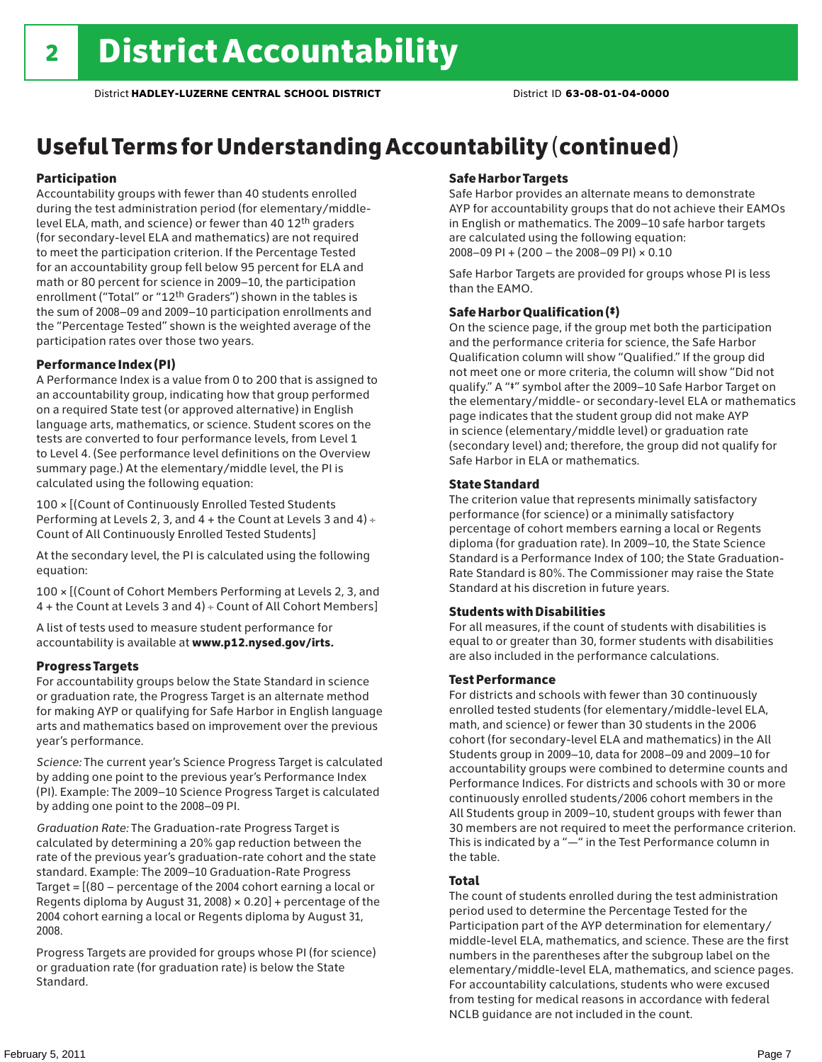# 2 District Accountability

District **HADLEY-LUZERNE CENTRAL SCHOOL DISTRICT** District ID **63-08-01-04-0000**

## Useful Terms for Understanding Accountability (continued)

### Participation

Accountability groups with fewer than 40 students enrolled during the test administration period (for elementary/middle-level ELA, math, and science) or fewer than 40 12th graders (for secondary-level ELA and mathematics) are not required to meet the participation criterion. If the Percentage Tested for an accountability group fell below 95 percent for ELA and math or 80 percent for science in 2009–10, the participation enrollment ("Total" or "12th Graders") shown in the tables is the sum of 2008–09 and 2009–10 participation enrollments and the "Percentage Tested" shown is the weighted average of the participation rates over those two years.

### Performance Index (PI)

A Performance Index is a value from 0 to 200 that is assigned to an accountability group, indicating how that group performed on a required State test (or approved alternative) in English language arts, mathematics, or science. Student scores on the tests are converted to four performance levels, from Level 1 to Level 4. (See performance level definitions on the Overview summary page.) At the elementary/middle level, the PI is calculated using the following equation:

100 × [(Count of Continuously Enrolled Tested Students Performing at Levels 2, 3, and 4 + the Count at Levels 3 and 4) ÷ Count of All Continuously Enrolled Tested Students]

At the secondary level, the PI is calculated using the following equation:

100 × [(Count of Cohort Members Performing at Levels 2, 3, and 4 + the Count at Levels 3 and 4) ÷ Count of All Cohort Members]

A list of tests used to measure student performance for accountability is available at **www.p12.nysed.gov/irts.**

### Progress Targets

For accountability groups below the State Standard in science or graduation rate, the Progress Target is an alternate method for making AYP or qualifying for Safe Harbor in English language arts and mathematics based on improvement over the previous year's performance.

*Science:* The current year's Science Progress Target is calculated by adding one point to the previous year's Performance Index (PI). Example: The 2009–10 Science Progress Target is calculated by adding one point to the 2008–09 PI.

*Graduation Rate:* The Graduation-rate Progress Target is calculated by determining a 20% gap reduction between the rate of the previous year's graduation-rate cohort and the state standard. Example: The 2009–10 Graduation-Rate Progress Target = [(80 – percentage of the 2004 cohort earning a local or Regents diploma by August 31, 2008) × 0.20] + percentage of the 2004 cohort earning a local or Regents diploma by August 31, 2008.

Progress Targets are provided for groups whose PI (for science) or graduation rate (for graduation rate) is below the State Standard.

### Safe Harbor Targets

Safe Harbor provides an alternate means to demonstrate AYP for accountability groups that do not achieve their EAMOs in English or mathematics. The 2009–10 safe harbor targets are calculated using the following equation:

2008–09 PI + (200 – the 2008–09 PI) × 0.10

Safe Harbor Targets are provided for groups whose PI is less than the EAMO.

### Safe Harbor Qualification (‡)

On the science page, if the group met both the participation and the performance criteria for science, the Safe Harbor Qualification column will show "Qualified." If the group did not meet one or more criteria, the column will show "Did not qualify." A "‡" symbol after the 2009–10 Safe Harbor Target on the elementary/middle- or secondary-level ELA or mathematics page indicates that the student group did not make AYP in science (elementary/middle level) or graduation rate (secondary level) and; therefore, the group did not qualify for Safe Harbor in ELA or mathematics.

### State Standard

The criterion value that represents minimally satisfactory performance (for science) or a minimally satisfactory percentage of cohort members earning a local or Regents diploma (for graduation rate). In 2009–10, the State Science Standard is a Performance Index of 100; the State Graduation-Rate Standard is 80%. The Commissioner may raise the State Standard at his discretion in future years.

### Students with Disabilities

For all measures, if the count of students with disabilities is equal to or greater than 30, former students with disabilities are also included in the performance calculations.

### Test Performance

For districts and schools with fewer than 30 continuously enrolled tested students (for elementary/middle-level ELA, math, and science) or fewer than 30 students in the 2006 cohort (for secondary-level ELA and mathematics) in the All Students group in 2009–10, data for 2008–09 and 2009–10 for accountability groups were combined to determine counts and Performance Indices. For districts and schools with 30 or more continuously enrolled students/2006 cohort members in the All Students group in 2009–10, student groups with fewer than 30 members are not required to meet the performance criterion. This is indicated by a "—" in the Test Performance column in the table.

### Total

The count of students enrolled during the test administration period used to determine the Percentage Tested for the Participation part of the AYP determination for elementary/middle-level ELA, mathematics, and science. These are the first numbers in the parentheses after the subgroup label on the elementary/middle-level ELA, mathematics, and science pages. For accountability calculations, students who were excused from testing for medical reasons in accordance with federal NCLB guidance are not included in the count.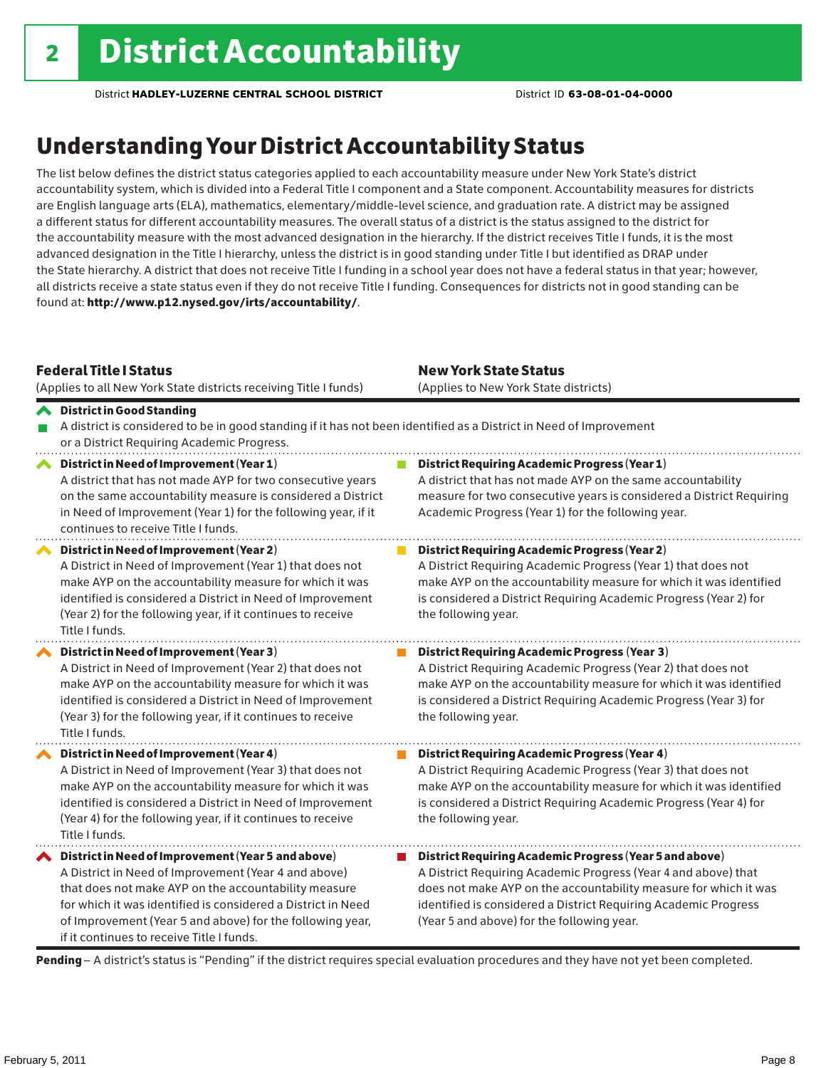# 2 District Accountability

District **HADLEY-LUZERNE CENTRAL SCHOOL DISTRICT** District ID **63-08-01-04-0000**

## Understanding Your District Accountability Status

The list below defines the district status categories applied to each accountability measure under New York State's district accountability system, which is divided into a Federal Title I component and a State component. Accountability measures for districts are English language arts (ELA), mathematics, elementary/middle-level science, and graduation rate. A district may be assigned a different status for different accountability measures. The overall status of a district is the status assigned to the district for the accountability measure with the most advanced designation in the hierarchy. If the district receives Title I funds, it is the most advanced designation in the Title I hierarchy, unless the district is in good standing under Title I but identified as DRAP under the State hierarchy. A district that does not receive Title I funding in a school year does not have a federal status in that year; however, all districts receive a state status even if they do not receive Title I funding. Consequences for districts not in good standing can be found at: **http://www.p12.nysed.gov/irts/accountability/**.

| **Federal Title I Status** (Applies to all New York State districts receiving Title I funds) | **New York State Status** (Applies to New York State districts) |
|---|---|
| **District in Good Standing** A district is considered to be in good standing if it has not been identified as a District in Need of Improvement or a District Requiring Academic Progress. | |
| **District in Need of Improvement (Year 1)** A district that has not made AYP for two consecutive years on the same accountability measure is considered a District in Need of Improvement (Year 1) for the following year, if it continues to receive Title I funds. | **District Requiring Academic Progress (Year 1)** A district that has not made AYP on the same accountability measure for two consecutive years is considered a District Requiring Academic Progress (Year 1) for the following year. |
| **District in Need of Improvement (Year 2)** A District in Need of Improvement (Year 1) that does not make AYP on the accountability measure for which it was identified is considered a District in Need of Improvement (Year 2) for the following year, if it continues to receive Title I funds. | **District Requiring Academic Progress (Year 2)** A District Requiring Academic Progress (Year 1) that does not make AYP on the accountability measure for which it was identified is considered a District Requiring Academic Progress (Year 2) for the following year. |
| **District in Need of Improvement (Year 3)** A District in Need of Improvement (Year 2) that does not make AYP on the accountability measure for which it was identified is considered a District in Need of Improvement (Year 3) for the following year, if it continues to receive Title I funds. | **District Requiring Academic Progress (Year 3)** A District Requiring Academic Progress (Year 2) that does not make AYP on the accountability measure for which it was identified is considered a District Requiring Academic Progress (Year 3) for the following year. |
| **District in Need of Improvement (Year 4)** A District in Need of Improvement (Year 3) that does not make AYP on the accountability measure for which it was identified is considered a District in Need of Improvement (Year 4) for the following year, if it continues to receive Title I funds. | **District Requiring Academic Progress (Year 4)** A District Requiring Academic Progress (Year 3) that does not make AYP on the accountability measure for which it was identified is considered a District Requiring Academic Progress (Year 4) for the following year. |
| **District in Need of Improvement (Year 5 and above)** A District in Need of Improvement (Year 4 and above) that does not make AYP on the accountability measure for which it was identified is considered a District in Need of Improvement (Year 5 and above) for the following year, if it continues to receive Title I funds. | **District Requiring Academic Progress (Year 5 and above)** A District Requiring Academic Progress (Year 4 and above) that does not make AYP on the accountability measure for which it was identified is considered a District Requiring Academic Progress (Year 5 and above) for the following year. |

**Pending** – A district's status is "Pending" if the district requires special evaluation procedures and they have not yet been completed.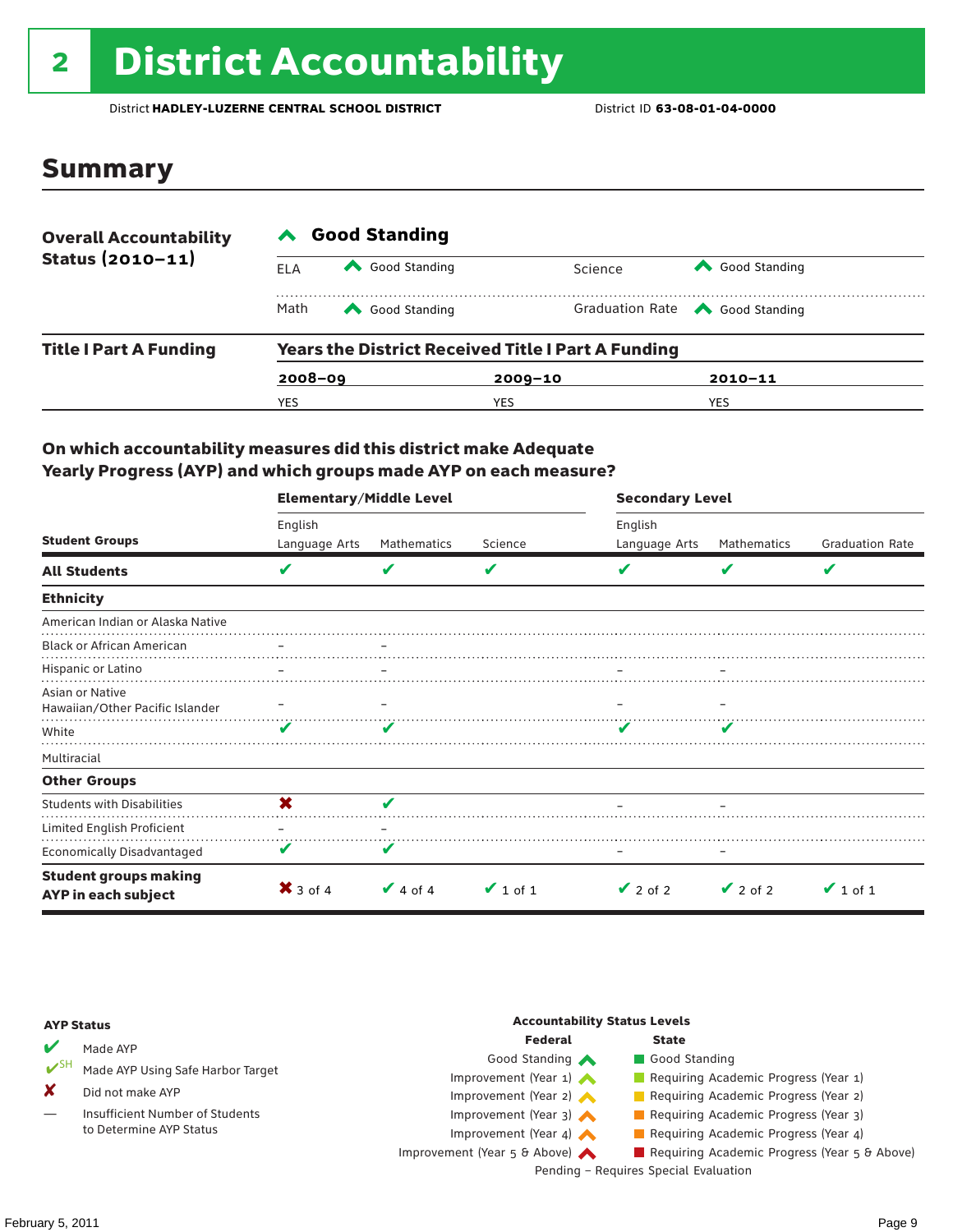# 2 District Accountability

District **HADLEY-LUZERNE CENTRAL SCHOOL DISTRICT** District ID **63-08-01-04-0000**

## Summary

| **Overall Accountability Status (2010–11)** | Good Standing | | | |
|---|---|---|---|---|
| | ELA | Good Standing | Science | Good Standing |
| | Math | Good Standing | Graduation Rate | Good Standing |

| **Title I Part A Funding** | **Years the District Received Title I Part A Funding** | | |
|---|---|---|---|
| | **2008–09** | **2009–10** | **2010–11** |
| | YES | YES | YES |

### On which accountability measures did this district make Adequate Yearly Progress (AYP) and which groups made AYP on each measure?

| Student Groups | Elementary/Middle Level English Language Arts | Elementary/Middle Level Mathematics | Elementary/Middle Level Science | Secondary Level English Language Arts | Secondary Level Mathematics | Secondary Level Graduation Rate |
|---|---|---|---|---|---|---|
| **All Students** | ✔ | ✔ | ✔ | ✔ | ✔ | ✔ |
| **Ethnicity** | | | | | | |
| American Indian or Alaska Native | | | | | | |
| Black or African American | – | – | | | | |
| Hispanic or Latino | – | – | | – | – | |
| Asian or Native Hawaiian/Other Pacific Islander | – | – | | – | – | |
| White | ✔ | ✔ | | ✔ | ✔ | |
| Multiracial | | | | | | |
| **Other Groups** | | | | | | |
| Students with Disabilities | ✘ | ✔ | | – | – | |
| Limited English Proficient | – | – | | | | |
| Economically Disadvantaged | ✔ | ✔ | | – | – | |
| **Student groups making AYP in each subject** | ✘ 3 of 4 | ✔ 4 of 4 | ✔ 1 of 1 | ✔ 2 of 2 | ✔ 2 of 2 | ✔ 1 of 1 |

**AYP Status**

- ✔ Made AYP
- ✔SH Made AYP Using Safe Harbor Target
- ✘ Did not make AYP
- — Insufficient Number of Students to Determine AYP Status

**Accountability Status Levels**

| Federal | State |
|---|---|
| Good Standing | Good Standing |
| Improvement (Year 1) | Requiring Academic Progress (Year 1) |
| Improvement (Year 2) | Requiring Academic Progress (Year 2) |
| Improvement (Year 3) | Requiring Academic Progress (Year 3) |
| Improvement (Year 4) | Requiring Academic Progress (Year 4) |
| Improvement (Year 5 & Above) | Requiring Academic Progress (Year 5 & Above) |

Pending – Requires Special Evaluation

February 5, 2011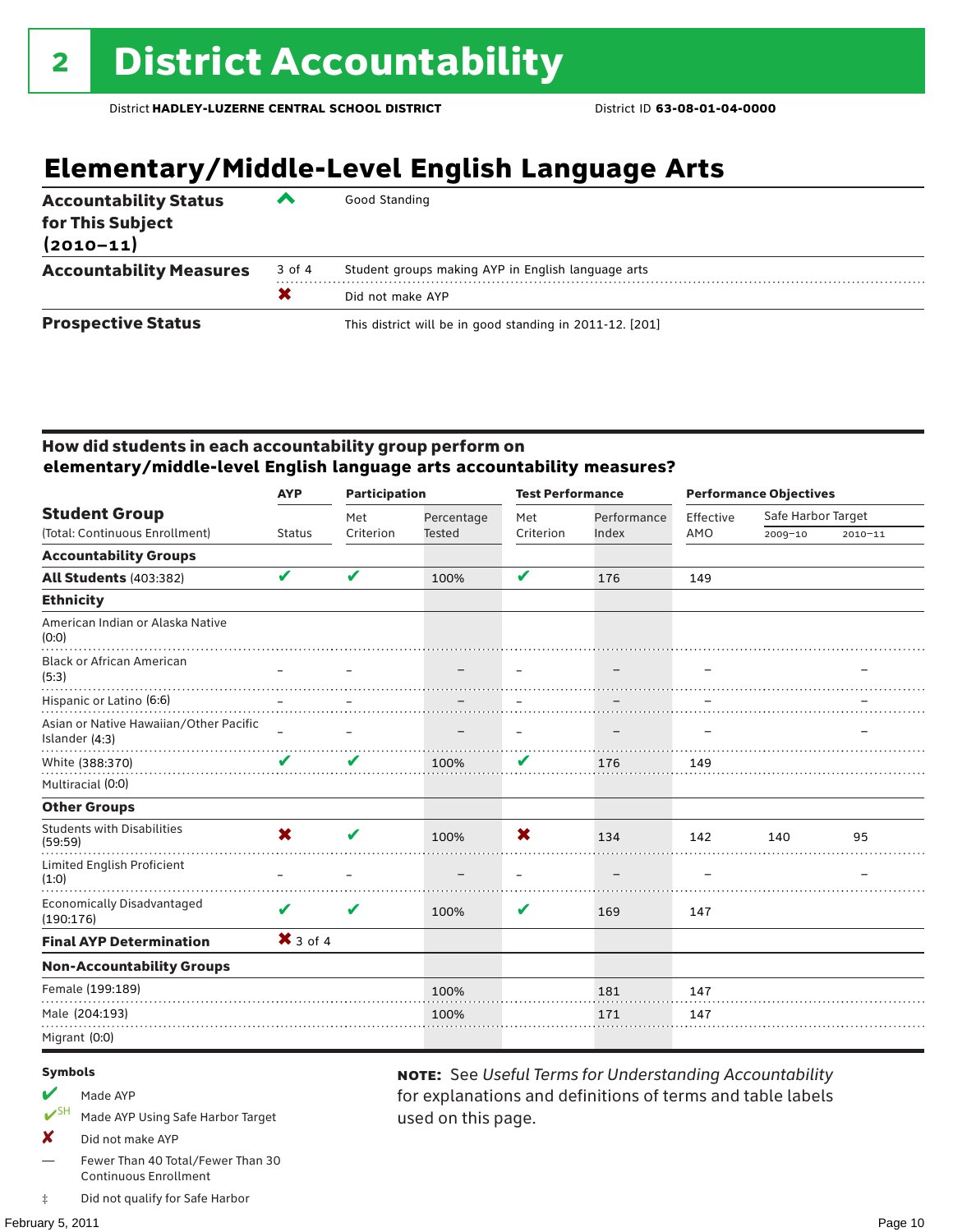# 2 District Accountability

District **HADLEY-LUZERNE CENTRAL SCHOOL DISTRICT** District ID **63-08-01-04-0000**

## Elementary/Middle-Level English Language Arts

| | | |
|---|---|---|
| **Accountability Status for This Subject (2010–11)** | ^ | Good Standing |
| **Accountability Measures** | 3 of 4 | Student groups making AYP in English language arts |
| | ✖ | Did not make AYP |
| **Prospective Status** | | This district will be in good standing in 2011-12. [201] |

### How did students in each accountability group perform on elementary/middle-level English language arts accountability measures?

| Student Group (Total: Continuous Enrollment) | AYP Status | Participation: Met Criterion | Participation: Percentage Tested | Test Performance: Met Criterion | Test Performance: Performance Index | Performance Objectives: Effective AMO | Safe Harbor Target 2009–10 | Safe Harbor Target 2010–11 |
|---|---|---|---|---|---|---|---|---|
| **Accountability Groups** | | | | | | | | |
| **All Students** (403:382) | ✔ | ✔ | 100% | ✔ | 176 | 149 | | |
| **Ethnicity** | | | | | | | | |
| American Indian or Alaska Native (0:0) | | | | | | | | |
| Black or African American (5:3) | – | – | – | – | – | – | | – |
| Hispanic or Latino (6:6) | – | – | – | – | – | – | | – |
| Asian or Native Hawaiian/Other Pacific Islander (4:3) | – | – | – | – | – | – | | – |
| White (388:370) | ✔ | ✔ | 100% | ✔ | 176 | 149 | | |
| Multiracial (0:0) | | | | | | | | |
| **Other Groups** | | | | | | | | |
| Students with Disabilities (59:59) | ✖ | ✔ | 100% | ✖ | 134 | 142 | 140 | 95 |
| Limited English Proficient (1:0) | – | – | – | – | – | – | | – |
| Economically Disadvantaged (190:176) | ✔ | ✔ | 100% | ✔ | 169 | 147 | | |
| **Final AYP Determination** | ✖ 3 of 4 | | | | | | | |
| **Non-Accountability Groups** | | | | | | | | |
| Female (199:189) | | | 100% | | 181 | 147 | | |
| Male (204:193) | | | 100% | | 171 | 147 | | |
| Migrant (0:0) | | | | | | | | |

**Symbols**

- ✔ Made AYP
- ✔SH Made AYP Using Safe Harbor Target
- ✖ Did not make AYP
- — Fewer Than 40 Total/Fewer Than 30 Continuous Enrollment
- ‡ Did not qualify for Safe Harbor

**NOTE:** See *Useful Terms for Understanding Accountability* for explanations and definitions of terms and table labels used on this page.

February 5, 2011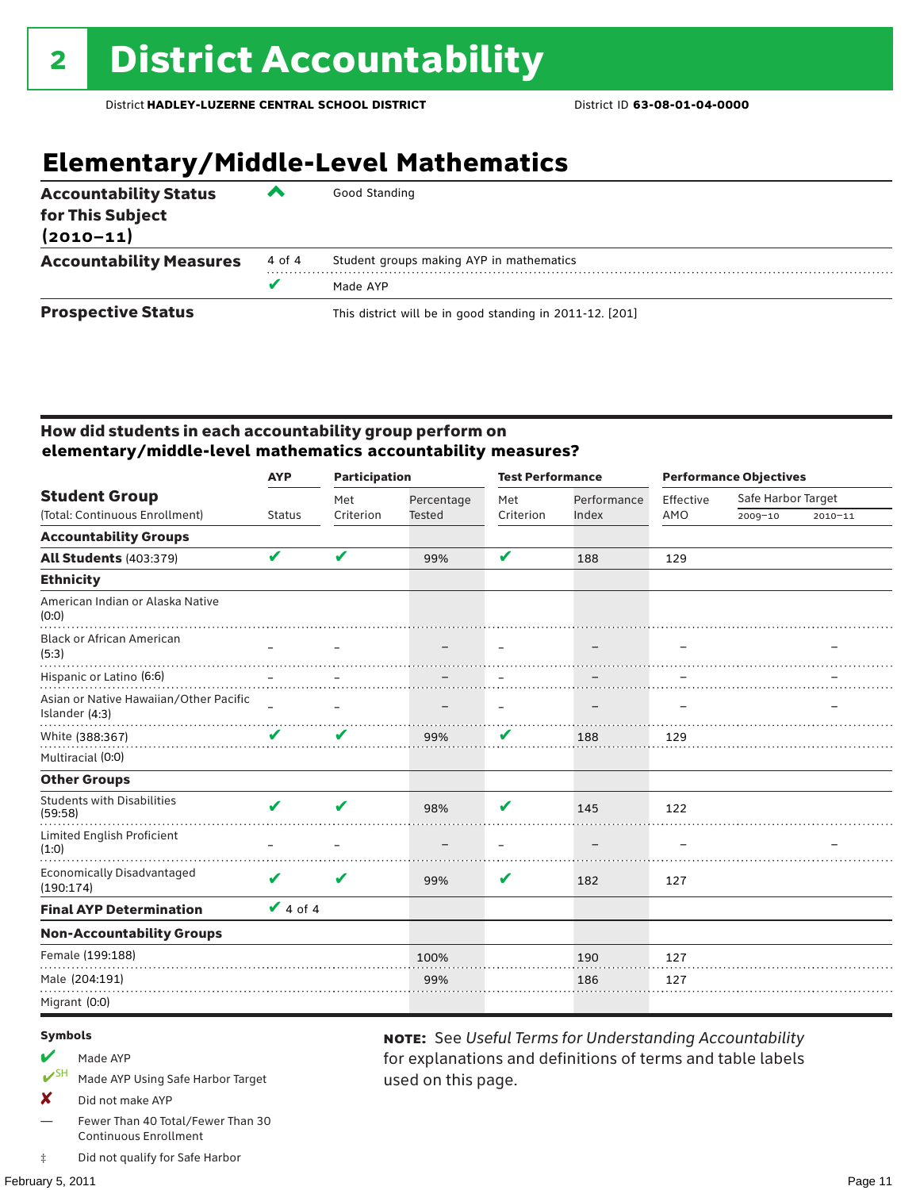# 2 District Accountability

District **HADLEY-LUZERNE CENTRAL SCHOOL DISTRICT** District ID **63-08-01-04-0000**

## Elementary/Middle-Level Mathematics

| | | |
|---|---|---|
| **Accountability Status for This Subject (2010–11)** | ^ | Good Standing |
| **Accountability Measures** | 4 of 4 | Student groups making AYP in mathematics |
| | ✔ | Made AYP |
| **Prospective Status** | | This district will be in good standing in 2011-12. [201] |

### How did students in each accountability group perform on elementary/middle-level mathematics accountability measures?

| Student Group (Total: Continuous Enrollment) | AYP Status | Participation: Met Criterion | Participation: Percentage Tested | Test Performance: Met Criterion | Test Performance: Performance Index | Performance Objectives: Effective AMO | Safe Harbor Target 2009–10 | Safe Harbor Target 2010–11 |
|---|---|---|---|---|---|---|---|---|
| **Accountability Groups** | | | | | | | | |
| **All Students** (403:379) | ✔ | ✔ | 99% | ✔ | 188 | 129 | | |
| **Ethnicity** | | | | | | | | |
| American Indian or Alaska Native (0:0) | | | | | | | | |
| Black or African American (5:3) | – | – | – | – | – | – | | – |
| Hispanic or Latino (6:6) | – | – | – | – | – | – | | – |
| Asian or Native Hawaiian/Other Pacific Islander (4:3) | – | – | – | – | – | – | | – |
| White (388:367) | ✔ | ✔ | 99% | ✔ | 188 | 129 | | |
| Multiracial (0:0) | | | | | | | | |
| **Other Groups** | | | | | | | | |
| Students with Disabilities (59:58) | ✔ | ✔ | 98% | ✔ | 145 | 122 | | |
| Limited English Proficient (1:0) | – | – | – | – | – | – | | – |
| Economically Disadvantaged (190:174) | ✔ | ✔ | 99% | ✔ | 182 | 127 | | |
| **Final AYP Determination** | ✔ 4 of 4 | | | | | | | |
| **Non-Accountability Groups** | | | | | | | | |
| Female (199:188) | | | 100% | | 190 | 127 | | |
| Male (204:191) | | | 99% | | 186 | 127 | | |
| Migrant (0:0) | | | | | | | | |

**Symbols**

- ✔ Made AYP
- ✔SH Made AYP Using Safe Harbor Target
- ✘ Did not make AYP
- — Fewer Than 40 Total/Fewer Than 30 Continuous Enrollment
- ‡ Did not qualify for Safe Harbor

**NOTE:** See *Useful Terms for Understanding Accountability* for explanations and definitions of terms and table labels used on this page.

February 5, 2011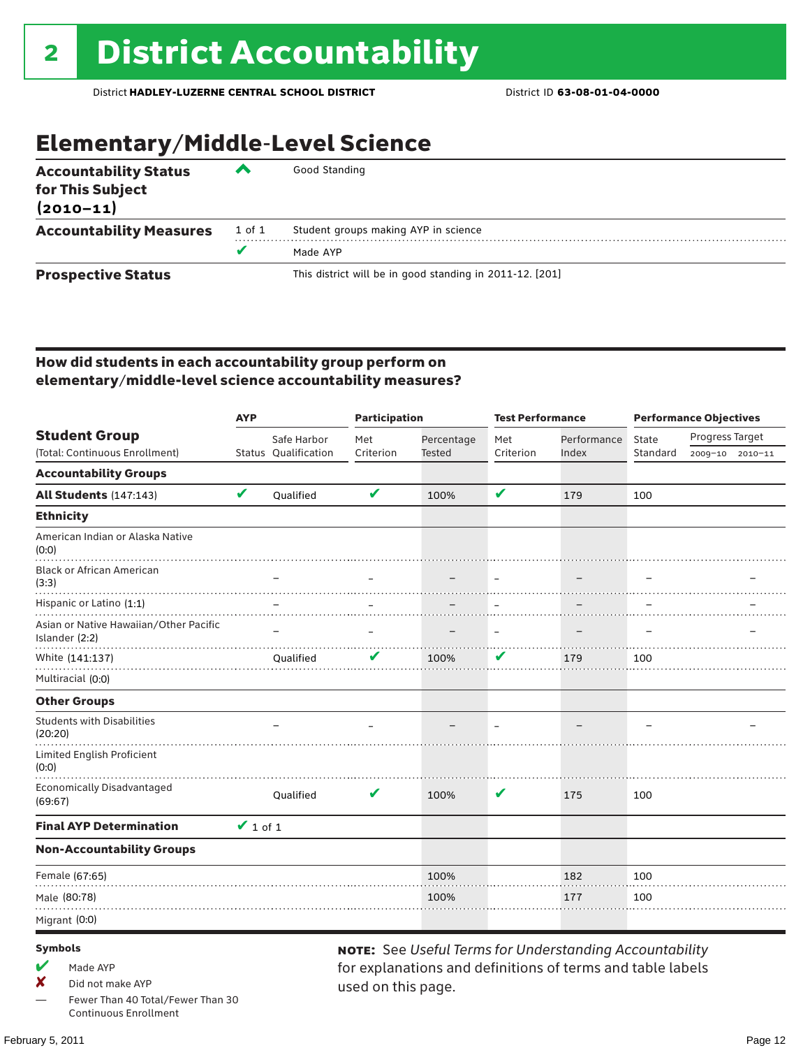# 2 District Accountability

District **HADLEY-LUZERNE CENTRAL SCHOOL DISTRICT** District ID **63-08-01-04-0000**

## Elementary/Middle-Level Science

| | | |
|---|---|---|
| **Accountability Status for This Subject (2010–11)** | ^ | Good Standing |
| **Accountability Measures** | 1 of 1 | Student groups making AYP in science |
| | ✔ | Made AYP |
| **Prospective Status** | | This district will be in good standing in 2011-12. [201] |

### How did students in each accountability group perform on elementary/middle-level science accountability measures?

| Student Group (Total: Continuous Enrollment) | AYP Status | AYP Safe Harbor Qualification | Participation Met Criterion | Participation Percentage Tested | Test Performance Met Criterion | Test Performance Performance Index | Performance Objectives State Standard | Progress Target 2009–10 | Progress Target 2010–11 |
|---|---|---|---|---|---|---|---|---|---|
| **Accountability Groups** | | | | | | | | | |
| **All Students** (147:143) | ✔ | Qualified | ✔ | 100% | ✔ | 179 | 100 | | |
| **Ethnicity** | | | | | | | | | |
| American Indian or Alaska Native (0:0) | | | | | | | | | |
| Black or African American (3:3) | | – | – | – | – | – | – | | – |
| Hispanic or Latino (1:1) | | – | – | – | – | – | – | | – |
| Asian or Native Hawaiian/Other Pacific Islander (2:2) | | – | – | – | – | – | – | | – |
| White (141:137) | | Qualified | ✔ | 100% | ✔ | 179 | 100 | | |
| Multiracial (0:0) | | | | | | | | | |
| **Other Groups** | | | | | | | | | |
| Students with Disabilities (20:20) | | – | – | – | – | – | – | | – |
| Limited English Proficient (0:0) | | | | | | | | | |
| Economically Disadvantaged (69:67) | | Qualified | ✔ | 100% | ✔ | 175 | 100 | | |
| **Final AYP Determination** | ✔ 1 of 1 | | | | | | | | |
| **Non-Accountability Groups** | | | | | | | | | |
| Female (67:65) | | | | 100% | | 182 | 100 | | |
| Male (80:78) | | | | 100% | | 177 | 100 | | |
| Migrant (0:0) | | | | | | | | | |

**Symbols**

- ✔ Made AYP
- ✘ Did not make AYP
- — Fewer Than 40 Total/Fewer Than 30 Continuous Enrollment

**NOTE:** See *Useful Terms for Understanding Accountability* for explanations and definitions of terms and table labels used on this page.

February 5, 2011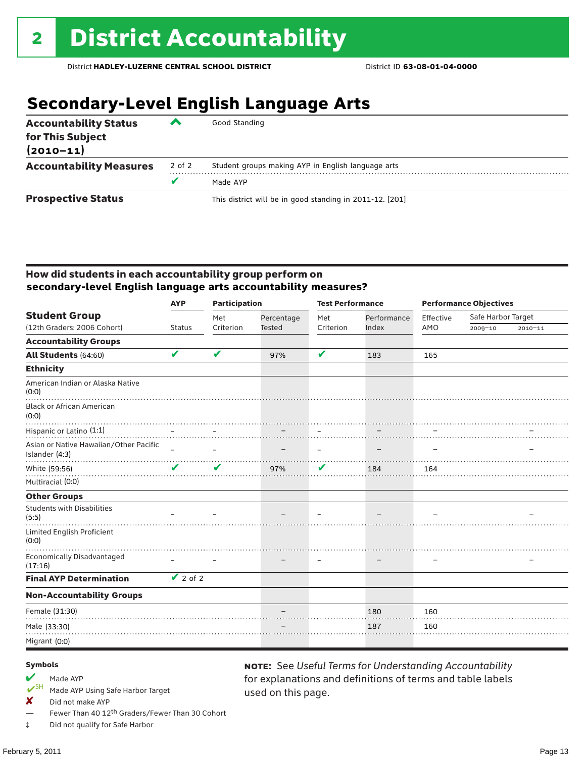# 2 District Accountability

District **HADLEY-LUZERNE CENTRAL SCHOOL DISTRICT** District ID **63-08-01-04-0000**

## Secondary-Level English Language Arts

| | | |
|---|---|---|
| **Accountability Status for This Subject (2010–11)** | ^ | Good Standing |
| **Accountability Measures** | 2 of 2 | Student groups making AYP in English language arts |
| | ✔ | Made AYP |
| **Prospective Status** | | This district will be in good standing in 2011-12. [201] |

### How did students in each accountability group perform on secondary-level English language arts accountability measures?

| Student Group (12th Graders: 2006 Cohort) | AYP Status | Participation: Met Criterion | Participation: Percentage Tested | Test Performance: Met Criterion | Test Performance: Performance Index | Performance Objectives: Effective AMO | Safe Harbor Target 2009–10 | Safe Harbor Target 2010–11 |
|---|---|---|---|---|---|---|---|---|
| **Accountability Groups** | | | | | | | | |
| **All Students** (64:60) | ✔ | ✔ | 97% | ✔ | 183 | 165 | | |
| **Ethnicity** | | | | | | | | |
| American Indian or Alaska Native (0:0) | | | | | | | | |
| Black or African American (0:0) | | | | | | | | |
| Hispanic or Latino (1:1) | – | – | – | – | – | – | | – |
| Asian or Native Hawaiian/Other Pacific Islander (4:3) | – | – | – | – | – | – | | – |
| White (59:56) | ✔ | ✔ | 97% | ✔ | 184 | 164 | | |
| Multiracial (0:0) | | | | | | | | |
| **Other Groups** | | | | | | | | |
| Students with Disabilities (5:5) | – | – | – | – | – | – | | – |
| Limited English Proficient (0:0) | | | | | | | | |
| Economically Disadvantaged (17:16) | – | – | – | – | – | – | | – |
| **Final AYP Determination** | ✔ 2 of 2 | | | | | | | |
| **Non-Accountability Groups** | | | | | | | | |
| Female (31:30) | | | – | | 180 | 160 | | |
| Male (33:30) | | | – | | 187 | 160 | | |
| Migrant (0:0) | | | | | | | | |

**Symbols**

- ✔ Made AYP
- ✔SH Made AYP Using Safe Harbor Target
- ✘ Did not make AYP
- — Fewer Than 40 12th Graders/Fewer Than 30 Cohort
- ‡ Did not qualify for Safe Harbor

**NOTE:** See *Useful Terms for Understanding Accountability* for explanations and definitions of terms and table labels used on this page.

February 5, 2011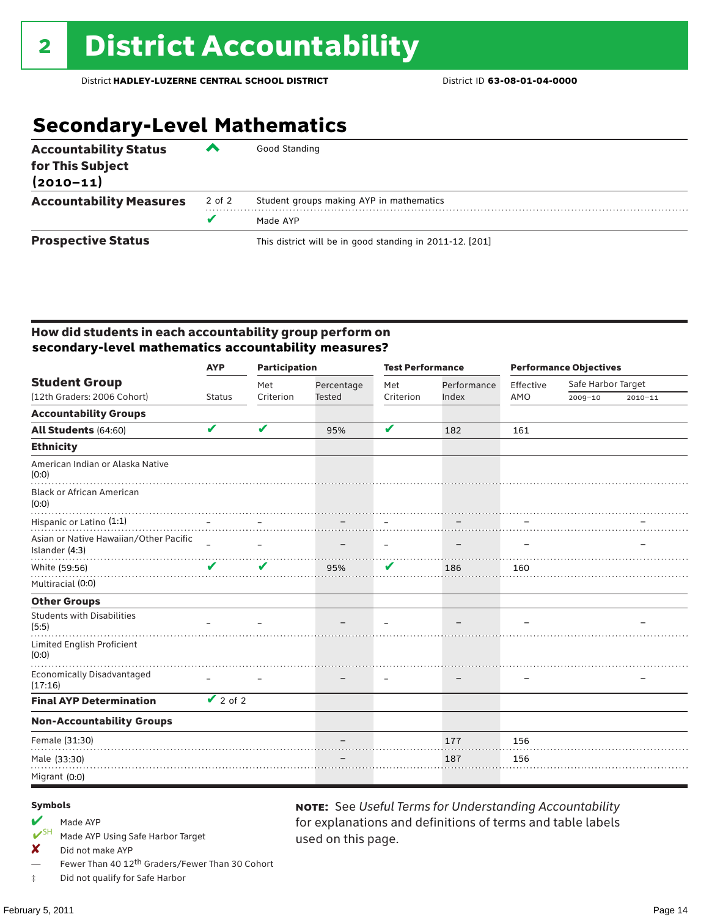# 2 District Accountability

District **HADLEY-LUZERNE CENTRAL SCHOOL DISTRICT** District ID **63-08-01-04-0000**

## Secondary-Level Mathematics

| | | |
|---|---|---|
| **Accountability Status for This Subject (2010–11)** | ^ | Good Standing |
| **Accountability Measures** | 2 of 2 | Student groups making AYP in mathematics |
| | ✔ | Made AYP |
| **Prospective Status** | | This district will be in good standing in 2011-12. [201] |

### How did students in each accountability group perform on secondary-level mathematics accountability measures?

| Student Group (12th Graders: 2006 Cohort) | AYP Status | Participation: Met Criterion | Participation: Percentage Tested | Test Performance: Met Criterion | Test Performance: Performance Index | Performance Objectives: Effective AMO | Safe Harbor Target 2009–10 | Safe Harbor Target 2010–11 |
|---|---|---|---|---|---|---|---|---|
| **Accountability Groups** | | | | | | | | |
| **All Students** (64:60) | ✔ | ✔ | 95% | ✔ | 182 | 161 | | |
| **Ethnicity** | | | | | | | | |
| American Indian or Alaska Native (0:0) | | | | | | | | |
| Black or African American (0:0) | | | | | | | | |
| Hispanic or Latino (1:1) | – | – | – | – | – | – | | – |
| Asian or Native Hawaiian/Other Pacific Islander (4:3) | – | – | – | – | – | – | | – |
| White (59:56) | ✔ | ✔ | 95% | ✔ | 186 | 160 | | |
| Multiracial (0:0) | | | | | | | | |
| **Other Groups** | | | | | | | | |
| Students with Disabilities (5:5) | – | – | – | – | – | – | | – |
| Limited English Proficient (0:0) | | | | | | | | |
| Economically Disadvantaged (17:16) | – | – | – | – | – | – | | – |
| **Final AYP Determination** | ✔ 2 of 2 | | | | | | | |
| **Non-Accountability Groups** | | | | | | | | |
| Female (31:30) | | | – | | 177 | 156 | | |
| Male (33:30) | | | – | | 187 | 156 | | |
| Migrant (0:0) | | | | | | | | |

**Symbols**

- ✔ Made AYP
- ✔SH Made AYP Using Safe Harbor Target
- ✘ Did not make AYP
- — Fewer Than 40 12th Graders/Fewer Than 30 Cohort
- ‡ Did not qualify for Safe Harbor

**NOTE:** See *Useful Terms for Understanding Accountability* for explanations and definitions of terms and table labels used on this page.

February 5, 2011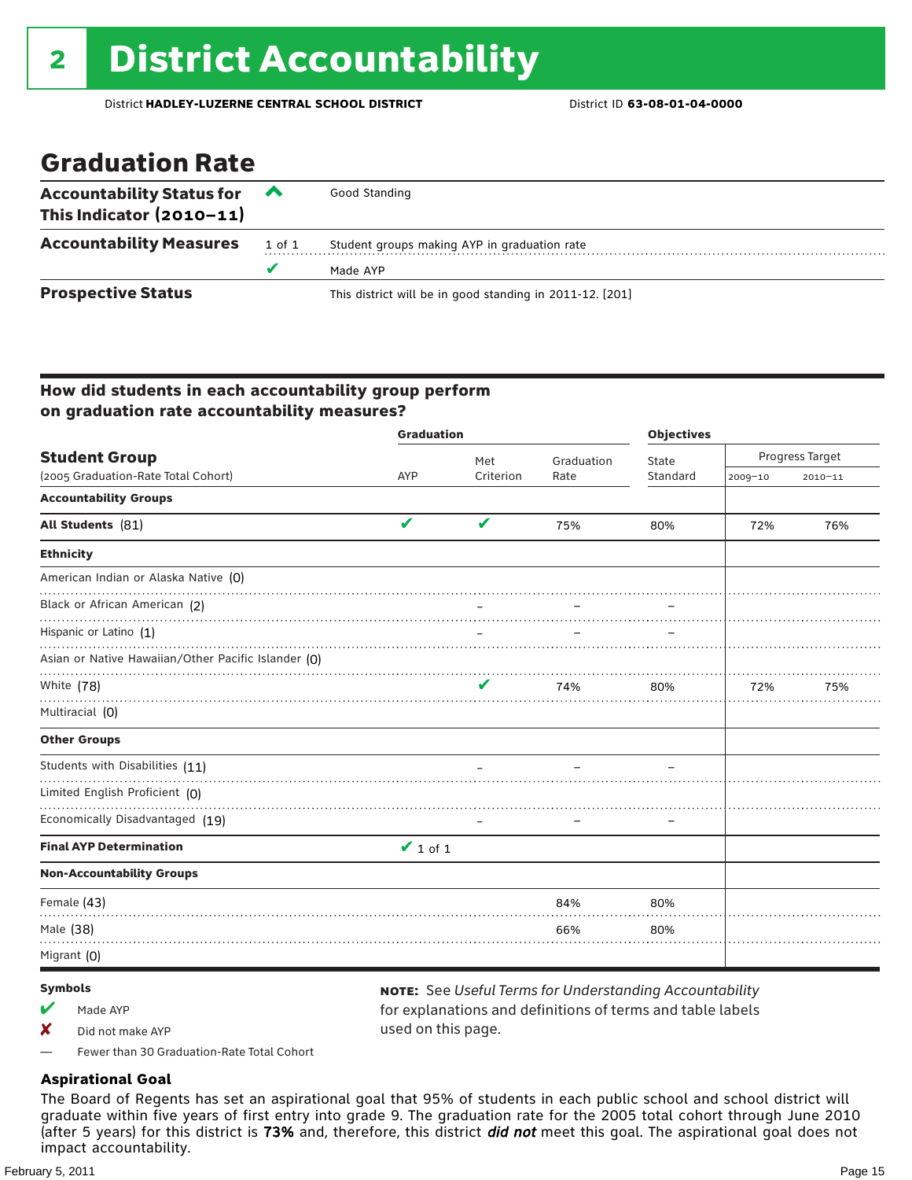# 2 District Accountability

District **HADLEY-LUZERNE CENTRAL SCHOOL DISTRICT** District ID **63-08-01-04-0000**

## Graduation Rate

| | | |
|---|---|---|
| **Accountability Status for This Indicator (2010–11)** | ^ | Good Standing |
| **Accountability Measures** | 1 of 1 | Student groups making AYP in graduation rate |
| | ✔ | Made AYP |
| **Prospective Status** | | This district will be in good standing in 2011-12. [201] |

### How did students in each accountability group perform on graduation rate accountability measures?

| Student Group (2005 Graduation-Rate Total Cohort) | Graduation: AYP | Graduation: Met Criterion | Graduation: Graduation Rate | Objectives: State Standard | Objectives: Progress Target 2009–10 | Objectives: Progress Target 2010–11 |
|---|---|---|---|---|---|---|
| **Accountability Groups** | | | | | | |
| **All Students** (81) | ✔ | ✔ | 75% | 80% | 72% | 76% |
| **Ethnicity** | | | | | | |
| American Indian or Alaska Native (0) | | | | | | |
| Black or African American (2) | | – | – | – | | |
| Hispanic or Latino (1) | | – | – | – | | |
| Asian or Native Hawaiian/Other Pacific Islander (0) | | | | | | |
| White (78) | | ✔ | 74% | 80% | 72% | 75% |
| Multiracial (0) | | | | | | |
| **Other Groups** | | | | | | |
| Students with Disabilities (11) | | – | – | – | | |
| Limited English Proficient (0) | | | | | | |
| Economically Disadvantaged (19) | | – | – | – | | |
| **Final AYP Determination** | ✔ 1 of 1 | | | | | |
| **Non-Accountability Groups** | | | | | | |
| Female (43) | | | 84% | 80% | | |
| Male (38) | | | 66% | 80% | | |
| Migrant (0) | | | | | | |

**Symbols**

- ✔ Made AYP
- ✘ Did not make AYP
- — Fewer than 30 Graduation-Rate Total Cohort

**NOTE:** See *Useful Terms for Understanding Accountability* for explanations and definitions of terms and table labels used on this page.

### Aspirational Goal

The Board of Regents has set an aspirational goal that 95% of students in each public school and school district will graduate within five years of first entry into grade 9. The graduation rate for the 2005 total cohort through June 2010 (after 5 years) for this district is **73%** and, therefore, this district ***did not*** meet this goal. The aspirational goal does not impact accountability.

February 5, 2011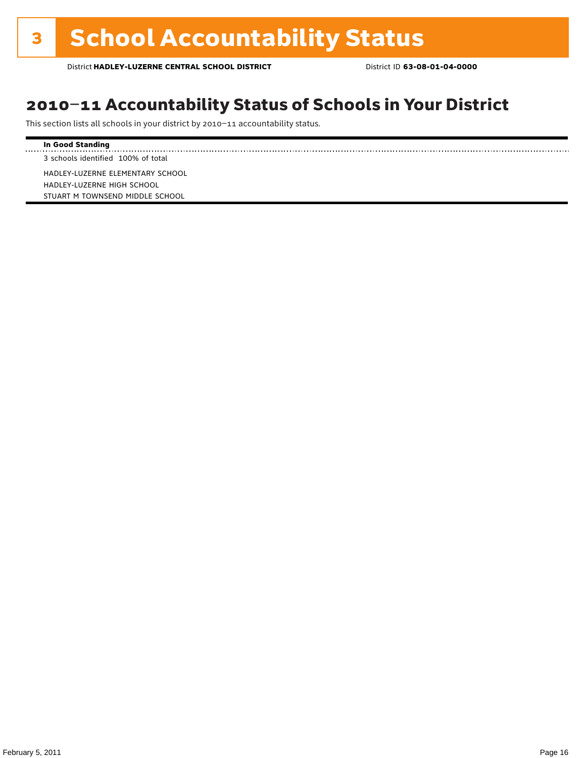# 3 School Accountability Status

District **HADLEY-LUZERNE CENTRAL SCHOOL DISTRICT** District ID **63-08-01-04-0000**

## 2010–11 Accountability Status of Schools in Your District

This section lists all schools in your district by 2010–11 accountability status.

**In Good Standing**

3 schools identified 100% of total

HADLEY-LUZERNE ELEMENTARY SCHOOL
HADLEY-LUZERNE HIGH SCHOOL
STUART M TOWNSEND MIDDLE SCHOOL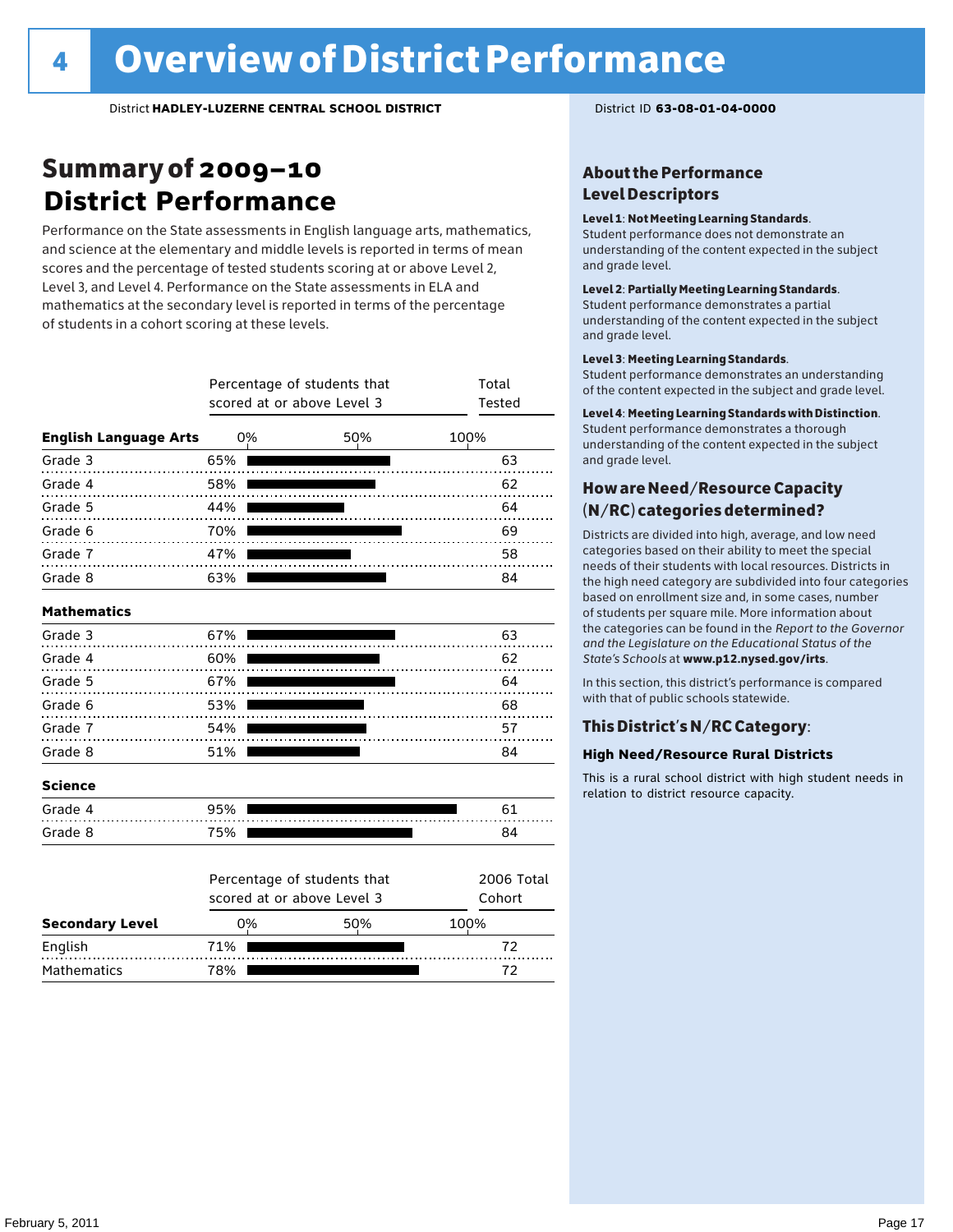# 4 Overview of District Performance

District **HADLEY-LUZERNE CENTRAL SCHOOL DISTRICT**

District ID **63-08-01-04-0000**

## Summary of 2009–10 District Performance

Performance on the State assessments in English language arts, mathematics, and science at the elementary and middle levels is reported in terms of mean scores and the percentage of tested students scoring at or above Level 2, Level 3, and Level 4. Performance on the State assessments in ELA and mathematics at the secondary level is reported in terms of the percentage of students in a cohort scoring at these levels.

| | Percentage of students that scored at or above Level 3 | Total Tested |
|---|---|---|
| **English Language Arts** | | |
| Grade 3 | 65% | 63 |
| Grade 4 | 58% | 62 |
| Grade 5 | 44% | 64 |
| Grade 6 | 70% | 69 |
| Grade 7 | 47% | 58 |
| Grade 8 | 63% | 84 |
| **Mathematics** | | |
| Grade 3 | 67% | 63 |
| Grade 4 | 60% | 62 |
| Grade 5 | 67% | 64 |
| Grade 6 | 53% | 68 |
| Grade 7 | 54% | 57 |
| Grade 8 | 51% | 84 |
| **Science** | | |
| Grade 4 | 95% | 61 |
| Grade 8 | 75% | 84 |

| | Percentage of students that scored at or above Level 3 | 2006 Total Cohort |
|---|---|---|
| **Secondary Level** | | |
| English | 71% | 72 |
| Mathematics | 78% | 72 |

### About the Performance Level Descriptors

**Level 1**: **Not Meeting Learning Standards**. Student performance does not demonstrate an understanding of the content expected in the subject and grade level.

**Level 2**: **Partially Meeting Learning Standards**. Student performance demonstrates a partial understanding of the content expected in the subject and grade level.

**Level 3**: **Meeting Learning Standards**. Student performance demonstrates an understanding of the content expected in the subject and grade level.

**Level 4**: **Meeting Learning Standards with Distinction**. Student performance demonstrates a thorough understanding of the content expected in the subject and grade level.

### How are Need/Resource Capacity (N/RC) categories determined?

Districts are divided into high, average, and low need categories based on their ability to meet the special needs of their students with local resources. Districts in the high need category are subdivided into four categories based on enrollment size and, in some cases, number of students per square mile. More information about the categories can be found in the *Report to the Governor and the Legislature on the Educational Status of the State's Schools* at **www.p12.nysed.gov/irts**.

In this section, this district's performance is compared with that of public schools statewide.

### This District's N/RC Category:

**High Need/Resource Rural Districts**

This is a rural school district with high student needs in relation to district resource capacity.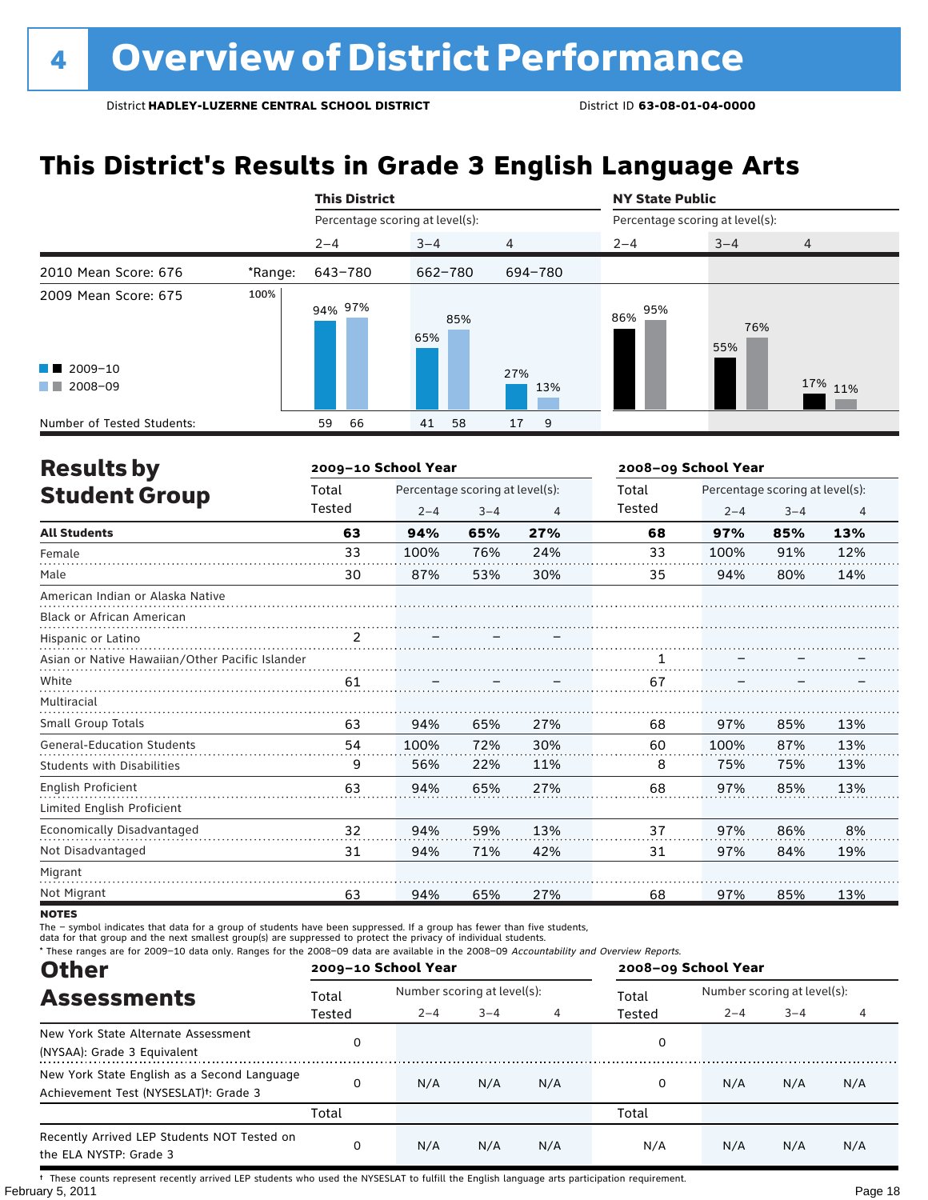# 4 Overview of District Performance

District **HADLEY-LUZERNE CENTRAL SCHOOL DISTRICT** District ID **63-08-01-04-0000**

## This District's Results in Grade 3 English Language Arts

| | | This District | | | NY State Public | | |
|---|---|---|---|---|---|---|---|
| | | Percentage scoring at level(s): | | | Percentage scoring at level(s): | | |
| | | 2–4 | 3–4 | 4 | 2–4 | 3–4 | 4 |
| 2010 Mean Score: 676 | *Range: | 643–780 | 662–780 | 694–780 | | | |
| 2009 Mean Score: 675 | 2009–10 | 94% | 65% | 27% | 86% | 55% | 17% |
| | 2008–09 | 97% | 85% | 13% | 95% | 76% | 11% |
| Number of Tested Students: | 2009–10 | 59 | 41 | 17 | | | |
| | 2008–09 | 66 | 58 | 9 | | | |

## Results by Student Group

| | 2009–10 School Year | | | | 2008–09 School Year | | | |
|---|---|---|---|---|---|---|---|---|
| | Total Tested | Percentage scoring at level(s): 2–4 | 3–4 | 4 | Total Tested | Percentage scoring at level(s): 2–4 | 3–4 | 4 |
| **All Students** | **63** | **94%** | **65%** | **27%** | **68** | **97%** | **85%** | **13%** |
| Female | 33 | 100% | 76% | 24% | 33 | 100% | 91% | 12% |
| Male | 30 | 87% | 53% | 30% | 35 | 94% | 80% | 14% |
| American Indian or Alaska Native | | | | | | | | |
| Black or African American | | | | | | | | |
| Hispanic or Latino | 2 | – | – | – | | | | |
| Asian or Native Hawaiian/Other Pacific Islander | | | | | 1 | – | – | – |
| White | 61 | – | – | – | 67 | – | – | – |
| Multiracial | | | | | | | | |
| Small Group Totals | 63 | 94% | 65% | 27% | 68 | 97% | 85% | 13% |
| General-Education Students | 54 | 100% | 72% | 30% | 60 | 100% | 87% | 13% |
| Students with Disabilities | 9 | 56% | 22% | 11% | 8 | 75% | 75% | 13% |
| English Proficient | 63 | 94% | 65% | 27% | 68 | 97% | 85% | 13% |
| Limited English Proficient | | | | | | | | |
| Economically Disadvantaged | 32 | 94% | 59% | 13% | 37 | 97% | 86% | 8% |
| Not Disadvantaged | 31 | 94% | 71% | 42% | 31 | 97% | 84% | 19% |
| Migrant | | | | | | | | |
| Not Migrant | 63 | 94% | 65% | 27% | 68 | 97% | 85% | 13% |

**NOTES**

The – symbol indicates that data for a group of students have been suppressed. If a group has fewer than five students, data for that group and the next smallest group(s) are suppressed to protect the privacy of individual students.

\* These ranges are for 2009–10 data only. Ranges for the 2008–09 data are available in the 2008–09 *Accountability and Overview Reports*.

## Other Assessments

| | 2009–10 School Year | | | | 2008–09 School Year | | | |
|---|---|---|---|---|---|---|---|---|
| | Total Tested | Number scoring at level(s): 2–4 | 3–4 | 4 | Total Tested | Number scoring at level(s): 2–4 | 3–4 | 4 |
| New York State Alternate Assessment (NYSAA): Grade 3 Equivalent | 0 | | | | 0 | | | |
| New York State English as a Second Language Achievement Test (NYSESLAT)†: Grade 3 | 0 | N/A | N/A | N/A | 0 | N/A | N/A | N/A |
| | Total | | | | Total | | | |
| Recently Arrived LEP Students NOT Tested on the ELA NYSTP: Grade 3 | 0 | N/A | N/A | N/A | N/A | N/A | N/A | N/A |

† These counts represent recently arrived LEP students who used the NYSESLAT to fulfill the English language arts participation requirement.

February 5, 2011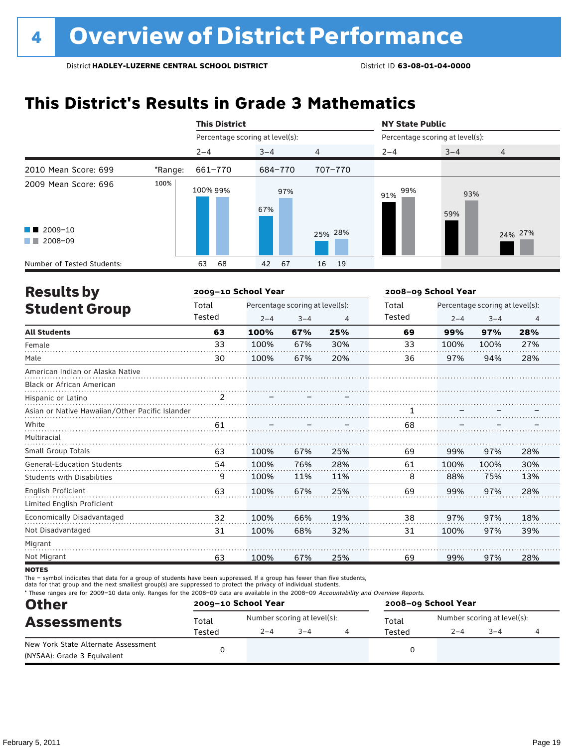# 4 Overview of District Performance

District **HADLEY-LUZERNE CENTRAL SCHOOL DISTRICT** District ID **63-08-01-04-0000**

## This District's Results in Grade 3 Mathematics

| | | This District | | | NY State Public | | |
|---|---|---|---|---|---|---|---|
| | | Percentage scoring at level(s): | | | Percentage scoring at level(s): | | |
| | | 2–4 | 3–4 | 4 | 2–4 | 3–4 | 4 |
| 2010 Mean Score: 699 | *Range: | 661–770 | 684–770 | 707–770 | | | |
| 2009 Mean Score: 696 | | | | | | | |
| 2009–10 | | 100% | 67% | 25% | 91% | 59% | 24% |
| 2008–09 | | 99% | 97% | 28% | 99% | 93% | 27% |
| Number of Tested Students: 2009–10 | | 63 | 42 | 16 | | | |
| Number of Tested Students: 2008–09 | | 68 | 67 | 19 | | | |

## Results by Student Group

| | 2009–10 School Year | | | | 2008–09 School Year | | | |
|---|---|---|---|---|---|---|---|---|
| | Total Tested | Percentage scoring at level(s): | | | Total Tested | Percentage scoring at level(s): | | |
| | | 2–4 | 3–4 | 4 | | 2–4 | 3–4 | 4 |
| **All Students** | **63** | **100%** | **67%** | **25%** | **69** | **99%** | **97%** | **28%** |
| Female | 33 | 100% | 67% | 30% | 33 | 100% | 100% | 27% |
| Male | 30 | 100% | 67% | 20% | 36 | 97% | 94% | 28% |
| American Indian or Alaska Native | | | | | | | | |
| Black or African American | | | | | | | | |
| Hispanic or Latino | 2 | – | – | – | | | | |
| Asian or Native Hawaiian/Other Pacific Islander | | | | | 1 | – | – | – |
| White | 61 | – | – | – | 68 | – | – | – |
| Multiracial | | | | | | | | |
| Small Group Totals | 63 | 100% | 67% | 25% | 69 | 99% | 97% | 28% |
| General-Education Students | 54 | 100% | 76% | 28% | 61 | 100% | 100% | 30% |
| Students with Disabilities | 9 | 100% | 11% | 11% | 8 | 88% | 75% | 13% |
| English Proficient | 63 | 100% | 67% | 25% | 69 | 99% | 97% | 28% |
| Limited English Proficient | | | | | | | | |
| Economically Disadvantaged | 32 | 100% | 66% | 19% | 38 | 97% | 97% | 18% |
| Not Disadvantaged | 31 | 100% | 68% | 32% | 31 | 100% | 97% | 39% |
| Migrant | | | | | | | | |
| Not Migrant | 63 | 100% | 67% | 25% | 69 | 99% | 97% | 28% |

**NOTES**

The – symbol indicates that data for a group of students have been suppressed. If a group has fewer than five students, data for that group and the next smallest group(s) are suppressed to protect the privacy of individual students.

* These ranges are for 2009–10 data only. Ranges for the 2008–09 data are available in the 2008–09 *Accountability and Overview Reports.*

## Other Assessments

| | 2009–10 School Year | | | | 2008–09 School Year | | | |
|---|---|---|---|---|---|---|---|---|
| | Total Tested | Number scoring at level(s): | | | Total Tested | Number scoring at level(s): | | |
| | | 2–4 | 3–4 | 4 | | 2–4 | 3–4 | 4 |
| New York State Alternate Assessment (NYSAA): Grade 3 Equivalent | 0 | | | | 0 | | | |

February 5, 2011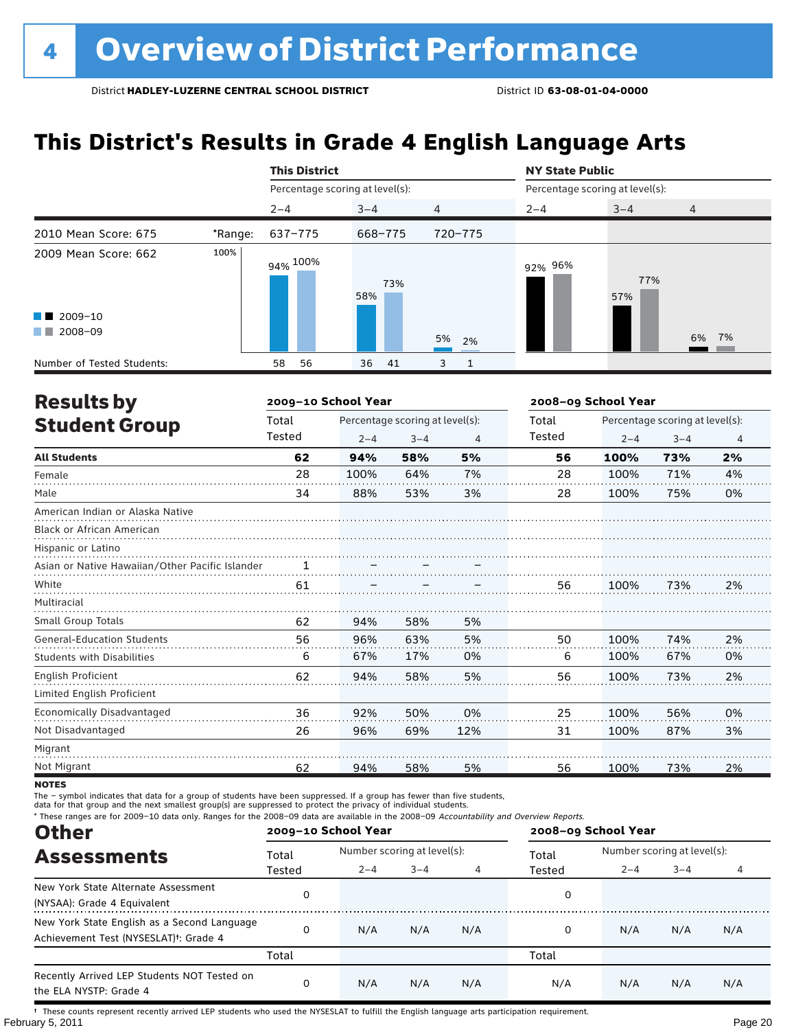# 4 Overview of District Performance

District **HADLEY-LUZERNE CENTRAL SCHOOL DISTRICT** District ID **63-08-01-04-0000**

## This District's Results in Grade 4 English Language Arts

| | | This District | | | NY State Public | | |
|---|---|---|---|---|---|---|---|
| | | Percentage scoring at level(s): | | | Percentage scoring at level(s): | | |
| | | 2–4 | 3–4 | 4 | 2–4 | 3–4 | 4 |
| 2010 Mean Score: 675 | *Range: | 637–775 | 668–775 | 720–775 | | | |
| 2009 Mean Score: 662 | 2009–10 | 94% | 58% | 5% | 92% | 57% | 6% |
| | 2008–09 | 100% | 73% | 2% | 96% | 77% | 7% |
| Number of Tested Students: | 2009–10 | 58 | 36 | 3 | | | |
| | 2008–09 | 56 | 41 | 1 | | | |

## Results by Student Group

| | 2009–10 School Year | | | | 2008–09 School Year | | | |
|---|---|---|---|---|---|---|---|---|
| | Total Tested | Percentage scoring at level(s): | | | Total Tested | Percentage scoring at level(s): | | |
| | | 2–4 | 3–4 | 4 | | 2–4 | 3–4 | 4 |
| **All Students** | **62** | **94%** | **58%** | **5%** | **56** | **100%** | **73%** | **2%** |
| Female | 28 | 100% | 64% | 7% | 28 | 100% | 71% | 4% |
| Male | 34 | 88% | 53% | 3% | 28 | 100% | 75% | 0% |
| American Indian or Alaska Native | | | | | | | | |
| Black or African American | | | | | | | | |
| Hispanic or Latino | | | | | | | | |
| Asian or Native Hawaiian/Other Pacific Islander | 1 | – | – | – | | | | |
| White | 61 | – | – | – | 56 | 100% | 73% | 2% |
| Multiracial | | | | | | | | |
| Small Group Totals | 62 | 94% | 58% | 5% | | | | |
| General-Education Students | 56 | 96% | 63% | 5% | 50 | 100% | 74% | 2% |
| Students with Disabilities | 6 | 67% | 17% | 0% | 6 | 100% | 67% | 0% |
| English Proficient | 62 | 94% | 58% | 5% | 56 | 100% | 73% | 2% |
| Limited English Proficient | | | | | | | | |
| Economically Disadvantaged | 36 | 92% | 50% | 0% | 25 | 100% | 56% | 0% |
| Not Disadvantaged | 26 | 96% | 69% | 12% | 31 | 100% | 87% | 3% |
| Migrant | | | | | | | | |
| Not Migrant | 62 | 94% | 58% | 5% | 56 | 100% | 73% | 2% |

**NOTES**

The – symbol indicates that data for a group of students have been suppressed. If a group has fewer than five students, data for that group and the next smallest group(s) are suppressed to protect the privacy of individual students.

* These ranges are for 2009–10 data only. Ranges for the 2008–09 data are available in the 2008–09 *Accountability and Overview Reports.*

## Other Assessments

| | 2009–10 School Year | | | | 2008–09 School Year | | | |
|---|---|---|---|---|---|---|---|---|
| | Total Tested | Number scoring at level(s): | | | Total Tested | Number scoring at level(s): | | |
| | | 2–4 | 3–4 | 4 | | 2–4 | 3–4 | 4 |
| New York State Alternate Assessment (NYSAA): Grade 4 Equivalent | 0 | | | | 0 | | | |
| New York State English as a Second Language Achievement Test (NYSESLAT)†: Grade 4 | 0 | N/A | N/A | N/A | 0 | N/A | N/A | N/A |
| | Total | | | | Total | | | |
| Recently Arrived LEP Students NOT Tested on the ELA NYSTP: Grade 4 | 0 | N/A | N/A | N/A | N/A | N/A | N/A | N/A |

† These counts represent recently arrived LEP students who used the NYSESLAT to fulfill the English language arts participation requirement.

February 5, 2011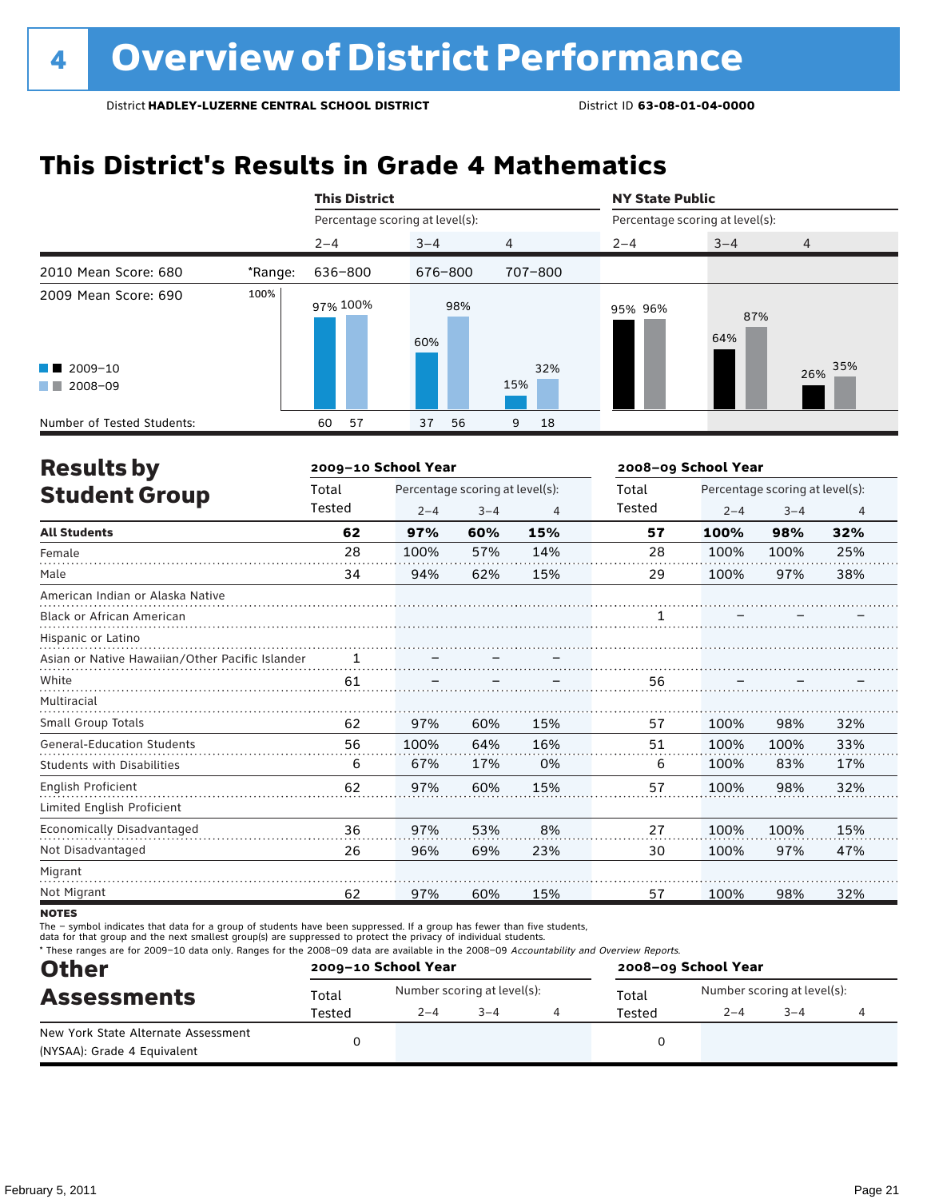# 4 Overview of District Performance

District **HADLEY-LUZERNE CENTRAL SCHOOL DISTRICT** District ID **63-08-01-04-0000**

## This District's Results in Grade 4 Mathematics

| | | This District | | | NY State Public | | |
|---|---|---|---|---|---|---|---|
| | | Percentage scoring at level(s): | | | Percentage scoring at level(s): | | |
| | | 2–4 | 3–4 | 4 | 2–4 | 3–4 | 4 |
| 2010 Mean Score: 680 | *Range: | 636–800 | 676–800 | 707–800 | | | |
| 2009 Mean Score: 690 | | | | | | | |
| 2009–10 | | 97% | 60% | 15% | 95% | 64% | 26% |
| 2008–09 | | 100% | 98% | 32% | 96% | 87% | 35% |
| Number of Tested Students: 2009–10 | | 60 | 37 | 9 | | | |
| Number of Tested Students: 2008–09 | | 57 | 56 | 18 | | | |

## Results by Student Group

| | 2009–10 School Year | | | | 2008–09 School Year | | | |
|---|---|---|---|---|---|---|---|---|
| | Total Tested | Percentage scoring at level(s): 2–4 | 3–4 | 4 | Total Tested | Percentage scoring at level(s): 2–4 | 3–4 | 4 |
| **All Students** | **62** | **97%** | **60%** | **15%** | **57** | **100%** | **98%** | **32%** |
| Female | 28 | 100% | 57% | 14% | 28 | 100% | 100% | 25% |
| Male | 34 | 94% | 62% | 15% | 29 | 100% | 97% | 38% |
| American Indian or Alaska Native | | | | | | | | |
| Black or African American | | | | | 1 | – | – | – |
| Hispanic or Latino | | | | | | | | |
| Asian or Native Hawaiian/Other Pacific Islander | 1 | – | – | – | | | | |
| White | 61 | – | – | – | 56 | – | – | – |
| Multiracial | | | | | | | | |
| Small Group Totals | 62 | 97% | 60% | 15% | 57 | 100% | 98% | 32% |
| General-Education Students | 56 | 100% | 64% | 16% | 51 | 100% | 100% | 33% |
| Students with Disabilities | 6 | 67% | 17% | 0% | 6 | 100% | 83% | 17% |
| English Proficient | 62 | 97% | 60% | 15% | 57 | 100% | 98% | 32% |
| Limited English Proficient | | | | | | | | |
| Economically Disadvantaged | 36 | 97% | 53% | 8% | 27 | 100% | 100% | 15% |
| Not Disadvantaged | 26 | 96% | 69% | 23% | 30 | 100% | 97% | 47% |
| Migrant | | | | | | | | |
| Not Migrant | 62 | 97% | 60% | 15% | 57 | 100% | 98% | 32% |

**NOTES**

The – symbol indicates that data for a group of students have been suppressed. If a group has fewer than five students, data for that group and the next smallest group(s) are suppressed to protect the privacy of individual students.

* These ranges are for 2009–10 data only. Ranges for the 2008–09 data are available in the 2008–09 *Accountability and Overview Reports*.

## Other Assessments

| | 2009–10 School Year | | | | 2008–09 School Year | | | |
|---|---|---|---|---|---|---|---|---|
| | Total Tested | Number scoring at level(s): 2–4 | 3–4 | 4 | Total Tested | Number scoring at level(s): 2–4 | 3–4 | 4 |
| New York State Alternate Assessment (NYSAA): Grade 4 Equivalent | 0 | | | | 0 | | | |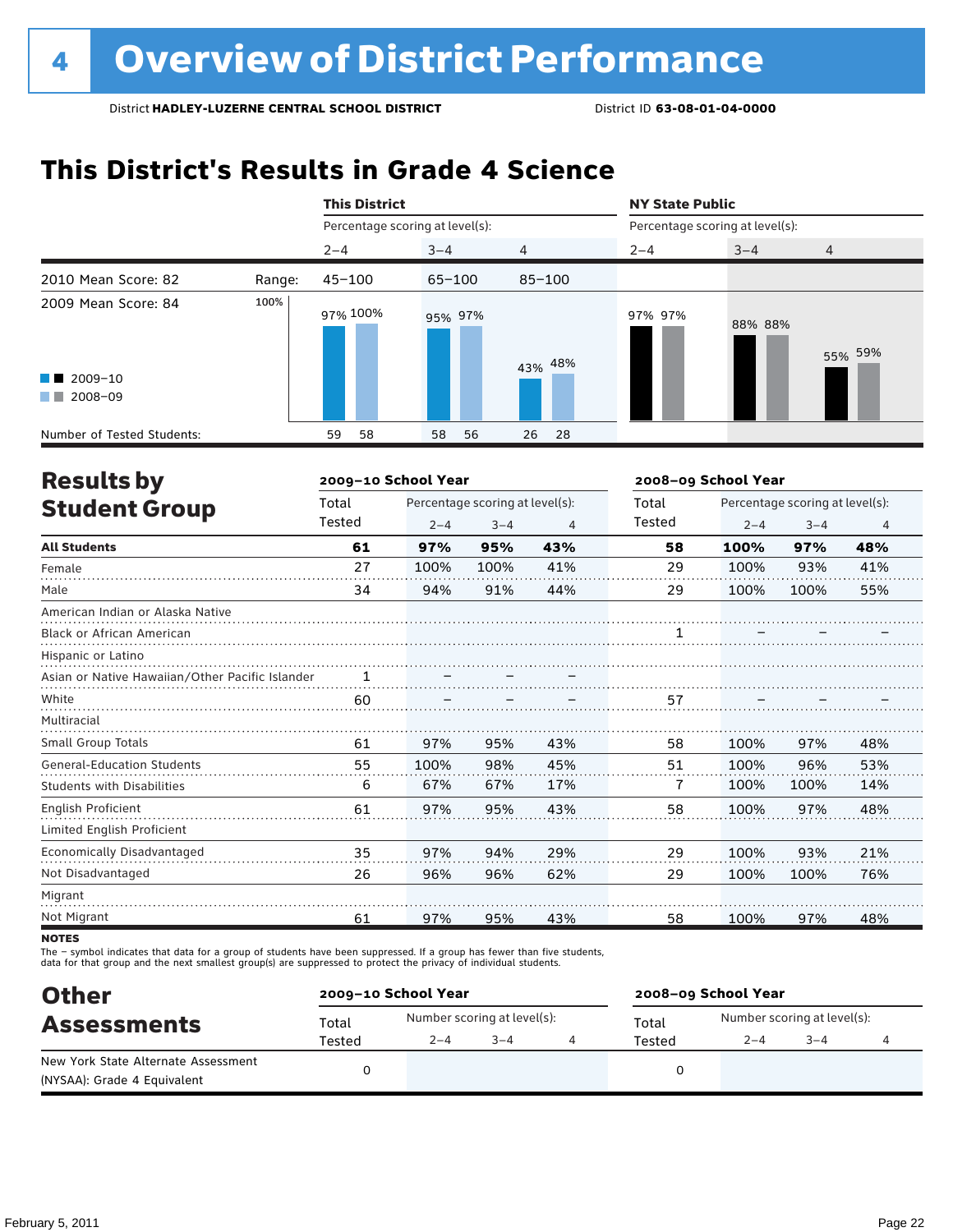# 4 Overview of District Performance

District **HADLEY-LUZERNE CENTRAL SCHOOL DISTRICT** District ID **63-08-01-04-0000**

## This District's Results in Grade 4 Science

| | | This District | | | NY State Public | | |
|---|---|---|---|---|---|---|---|
| | | Percentage scoring at level(s): | | | Percentage scoring at level(s): | | |
| | | 2–4 | 3–4 | 4 | 2–4 | 3–4 | 4 |
| 2010 Mean Score: 82 | Range: | 45–100 | 65–100 | 85–100 | | | |
| 2009 Mean Score: 84 | 2009–10 | 97% | 95% | 43% | 97% | 88% | 55% |
| | 2008–09 | 100% | 97% | 48% | 97% | 88% | 59% |
| Number of Tested Students: | 2009–10 | 59 | 58 | 26 | | | |
| | 2008–09 | 58 | 56 | 28 | | | |

## Results by Student Group

| | 2009–10 School Year | | | | 2008–09 School Year | | | |
|---|---|---|---|---|---|---|---|---|
| | Total Tested | Percentage scoring at level(s): 2–4 | 3–4 | 4 | Total Tested | Percentage scoring at level(s): 2–4 | 3–4 | 4 |
| **All Students** | **61** | **97%** | **95%** | **43%** | **58** | **100%** | **97%** | **48%** |
| Female | 27 | 100% | 100% | 41% | 29 | 100% | 93% | 41% |
| Male | 34 | 94% | 91% | 44% | 29 | 100% | 100% | 55% |
| American Indian or Alaska Native | | | | | | | | |
| Black or African American | | | | | 1 | – | – | – |
| Hispanic or Latino | | | | | | | | |
| Asian or Native Hawaiian/Other Pacific Islander | 1 | – | – | – | | | | |
| White | 60 | – | – | – | 57 | – | – | – |
| Multiracial | | | | | | | | |
| Small Group Totals | 61 | 97% | 95% | 43% | 58 | 100% | 97% | 48% |
| General-Education Students | 55 | 100% | 98% | 45% | 51 | 100% | 96% | 53% |
| Students with Disabilities | 6 | 67% | 67% | 17% | 7 | 100% | 100% | 14% |
| English Proficient | 61 | 97% | 95% | 43% | 58 | 100% | 97% | 48% |
| Limited English Proficient | | | | | | | | |
| Economically Disadvantaged | 35 | 97% | 94% | 29% | 29 | 100% | 93% | 21% |
| Not Disadvantaged | 26 | 96% | 96% | 62% | 29 | 100% | 100% | 76% |
| Migrant | | | | | | | | |
| Not Migrant | 61 | 97% | 95% | 43% | 58 | 100% | 97% | 48% |

**NOTES**

The – symbol indicates that data for a group of students have been suppressed. If a group has fewer than five students, data for that group and the next smallest group(s) are suppressed to protect the privacy of individual students.

## Other Assessments

| | 2009–10 School Year | | | | 2008–09 School Year | | | |
|---|---|---|---|---|---|---|---|---|
| | Total Tested | Number scoring at level(s): 2–4 | 3–4 | 4 | Total Tested | Number scoring at level(s): 2–4 | 3–4 | 4 |
| New York State Alternate Assessment (NYSAA): Grade 4 Equivalent | 0 | | | | 0 | | | |

February 5, 2011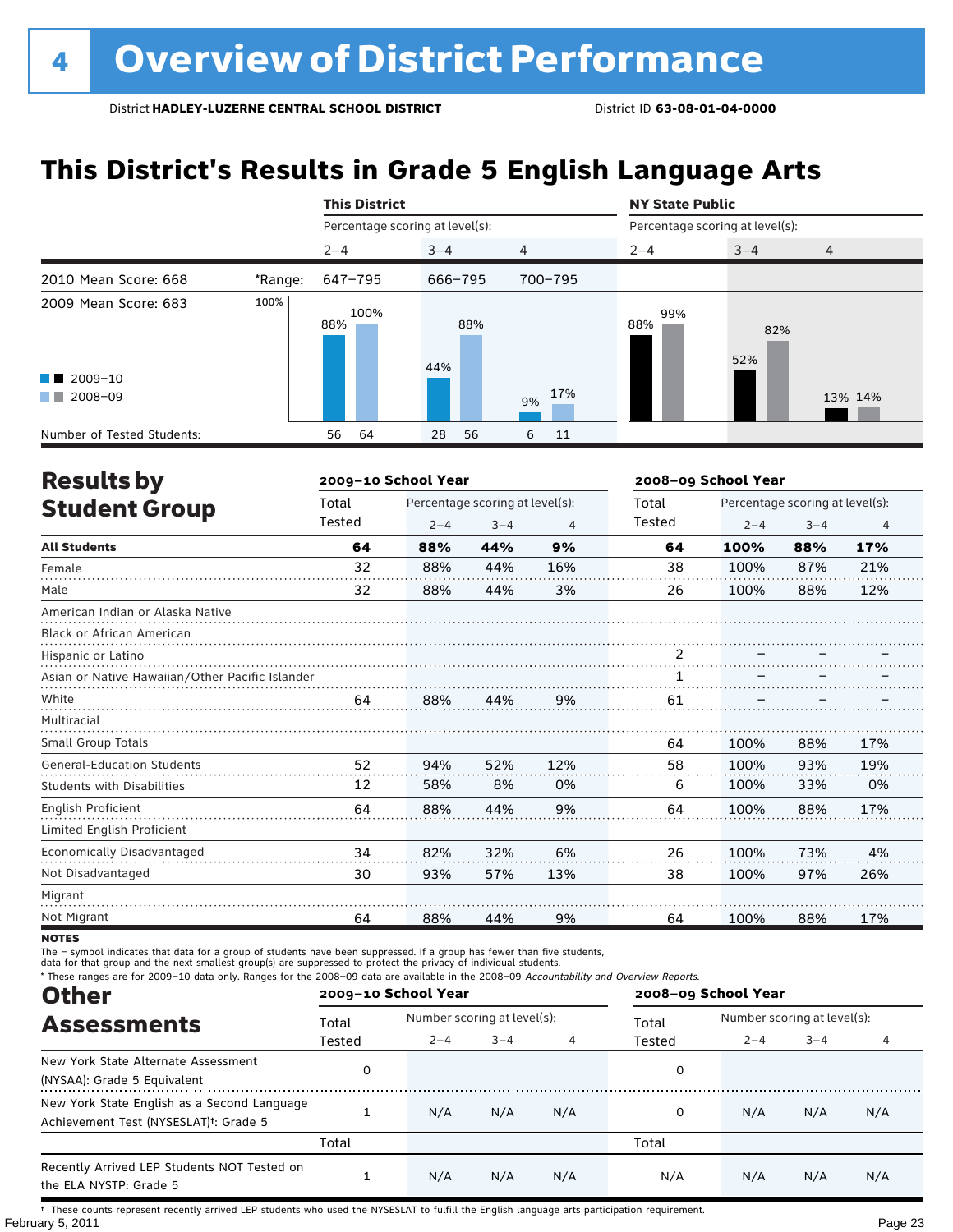# 4 Overview of District Performance

District **HADLEY-LUZERNE CENTRAL SCHOOL DISTRICT** District ID **63-08-01-04-0000**

## This District's Results in Grade 5 English Language Arts

| | | This District | | | NY State Public | | |
|---|---|---|---|---|---|---|---|
| | | Percentage scoring at level(s): | | | Percentage scoring at level(s): | | |
| | | 2–4 | 3–4 | 4 | 2–4 | 3–4 | 4 |
| 2010 Mean Score: 668 | *Range: | 647–795 | 666–795 | 700–795 | | | |
| 2009 Mean Score: 683 | 2009–10 | 88% | 44% | 9% | 88% | 52% | 13% |
| | 2008–09 | 100% | 88% | 17% | 99% | 82% | 14% |
| Number of Tested Students: | 2009–10 | 56 | 28 | 6 | | | |
| | 2008–09 | 64 | 56 | 11 | | | |

## Results by Student Group

| | 2009–10 School Year | | | | 2008–09 School Year | | | |
|---|---|---|---|---|---|---|---|---|
| | Total Tested | Percentage scoring at level(s): 2–4 | 3–4 | 4 | Total Tested | Percentage scoring at level(s): 2–4 | 3–4 | 4 |
| **All Students** | **64** | **88%** | **44%** | **9%** | **64** | **100%** | **88%** | **17%** |
| Female | 32 | 88% | 44% | 16% | 38 | 100% | 87% | 21% |
| Male | 32 | 88% | 44% | 3% | 26 | 100% | 88% | 12% |
| American Indian or Alaska Native | | | | | | | | |
| Black or African American | | | | | | | | |
| Hispanic or Latino | | | | | 2 | – | – | – |
| Asian or Native Hawaiian/Other Pacific Islander | | | | | 1 | – | – | – |
| White | 64 | 88% | 44% | 9% | 61 | – | – | – |
| Multiracial | | | | | | | | |
| Small Group Totals | | | | | 64 | 100% | 88% | 17% |
| General-Education Students | 52 | 94% | 52% | 12% | 58 | 100% | 93% | 19% |
| Students with Disabilities | 12 | 58% | 8% | 0% | 6 | 100% | 33% | 0% |
| English Proficient | 64 | 88% | 44% | 9% | 64 | 100% | 88% | 17% |
| Limited English Proficient | | | | | | | | |
| Economically Disadvantaged | 34 | 82% | 32% | 6% | 26 | 100% | 73% | 4% |
| Not Disadvantaged | 30 | 93% | 57% | 13% | 38 | 100% | 97% | 26% |
| Migrant | | | | | | | | |
| Not Migrant | 64 | 88% | 44% | 9% | 64 | 100% | 88% | 17% |

**NOTES**

The – symbol indicates that data for a group of students have been suppressed. If a group has fewer than five students, data for that group and the next smallest group(s) are suppressed to protect the privacy of individual students.

* These ranges are for 2009–10 data only. Ranges for the 2008–09 data are available in the 2008–09 *Accountability and Overview Reports*.

## Other Assessments

| | 2009–10 School Year | | | | 2008–09 School Year | | | |
|---|---|---|---|---|---|---|---|---|
| | Total Tested | Number scoring at level(s): 2–4 | 3–4 | 4 | Total Tested | Number scoring at level(s): 2–4 | 3–4 | 4 |
| New York State Alternate Assessment (NYSAA): Grade 5 Equivalent | 0 | | | | 0 | | | |
| New York State English as a Second Language Achievement Test (NYSESLAT)†: Grade 5 | 1 | N/A | N/A | N/A | 0 | N/A | N/A | N/A |
| | Total | | | | Total | | | |
| Recently Arrived LEP Students NOT Tested on the ELA NYSTP: Grade 5 | 1 | N/A | N/A | N/A | N/A | N/A | N/A | N/A |

† These counts represent recently arrived LEP students who used the NYSESLAT to fulfill the English language arts participation requirement.

February 5, 2011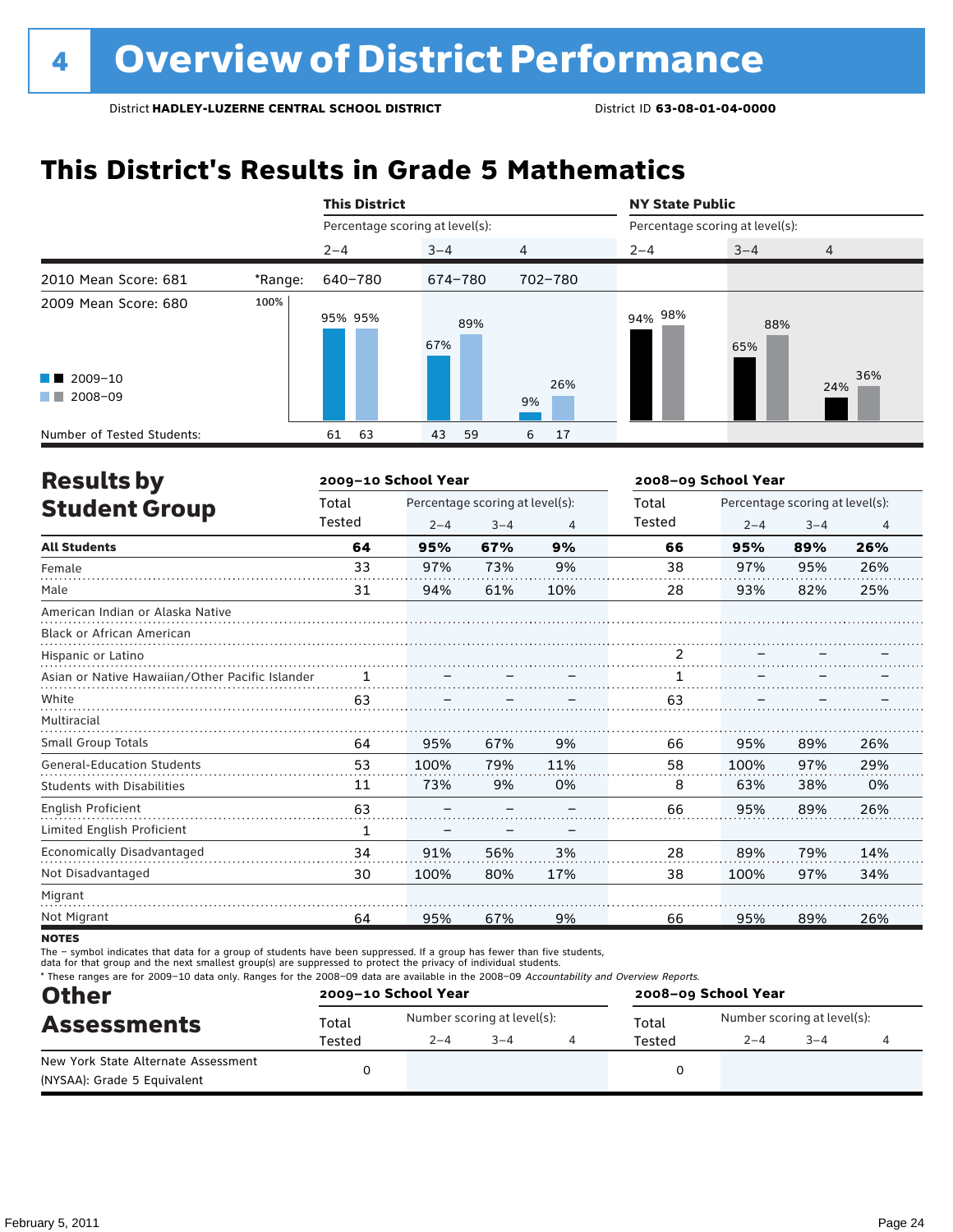# 4 Overview of District Performance

District **HADLEY-LUZERNE CENTRAL SCHOOL DISTRICT** District ID **63-08-01-04-0000**

## This District's Results in Grade 5 Mathematics

| | | This District | | | NY State Public | | |
|---|---|---|---|---|---|---|---|
| | | Percentage scoring at level(s): | | | Percentage scoring at level(s): | | |
| | | 2–4 | 3–4 | 4 | 2–4 | 3–4 | 4 |
| 2010 Mean Score: 681 | *Range: | 640–780 | 674–780 | 702–780 | | | |
| 2009 Mean Score: 680 | 2009–10 | 95% | 67% | 9% | 94% | 65% | 24% |
| | 2008–09 | 95% | 89% | 26% | 98% | 88% | 36% |
| Number of Tested Students: | 2009–10 | 61 | 43 | 6 | | | |
| | 2008–09 | 63 | 59 | 17 | | | |

## Results by Student Group

| | 2009–10 School Year | | | | 2008–09 School Year | | | |
|---|---|---|---|---|---|---|---|---|
| | Total Tested | Percentage scoring at level(s): 2–4 | 3–4 | 4 | Total Tested | Percentage scoring at level(s): 2–4 | 3–4 | 4 |
| **All Students** | **64** | **95%** | **67%** | **9%** | **66** | **95%** | **89%** | **26%** |
| Female | 33 | 97% | 73% | 9% | 38 | 97% | 95% | 26% |
| Male | 31 | 94% | 61% | 10% | 28 | 93% | 82% | 25% |
| American Indian or Alaska Native | | | | | | | | |
| Black or African American | | | | | | | | |
| Hispanic or Latino | | | | | 2 | – | – | – |
| Asian or Native Hawaiian/Other Pacific Islander | 1 | – | – | – | 1 | – | – | – |
| White | 63 | – | – | – | 63 | – | – | – |
| Multiracial | | | | | | | | |
| Small Group Totals | 64 | 95% | 67% | 9% | 66 | 95% | 89% | 26% |
| General-Education Students | 53 | 100% | 79% | 11% | 58 | 100% | 97% | 29% |
| Students with Disabilities | 11 | 73% | 9% | 0% | 8 | 63% | 38% | 0% |
| English Proficient | 63 | – | – | – | 66 | 95% | 89% | 26% |
| Limited English Proficient | 1 | – | – | – | | | | |
| Economically Disadvantaged | 34 | 91% | 56% | 3% | 28 | 89% | 79% | 14% |
| Not Disadvantaged | 30 | 100% | 80% | 17% | 38 | 100% | 97% | 34% |
| Migrant | | | | | | | | |
| Not Migrant | 64 | 95% | 67% | 9% | 66 | 95% | 89% | 26% |

**NOTES**

The – symbol indicates that data for a group of students have been suppressed. If a group has fewer than five students, data for that group and the next smallest group(s) are suppressed to protect the privacy of individual students.

\* These ranges are for 2009–10 data only. Ranges for the 2008–09 data are available in the 2008–09 *Accountability and Overview Reports*.

## Other Assessments

| | 2009–10 School Year | | | | 2008–09 School Year | | | |
|---|---|---|---|---|---|---|---|---|
| | Total Tested | Number scoring at level(s): 2–4 | 3–4 | 4 | Total Tested | Number scoring at level(s): 2–4 | 3–4 | 4 |
| New York State Alternate Assessment (NYSAA): Grade 5 Equivalent | 0 | | | | 0 | | | |

February 5, 2011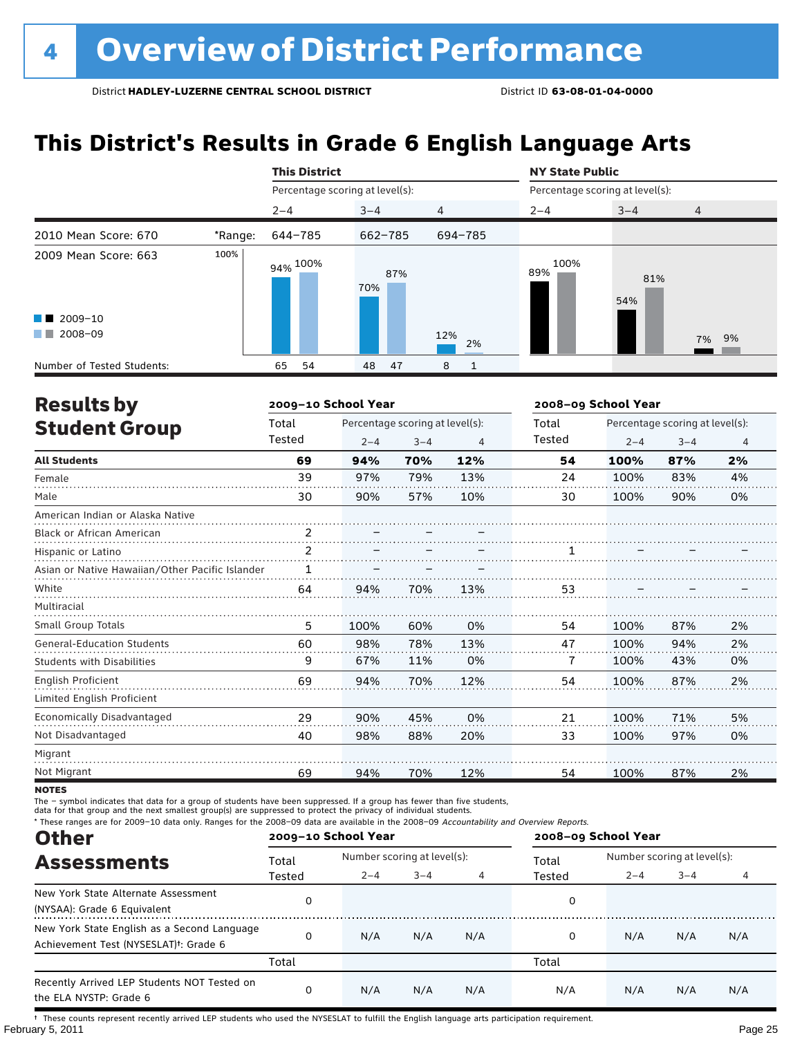# 4 Overview of District Performance

District **HADLEY-LUZERNE CENTRAL SCHOOL DISTRICT** District ID **63-08-01-04-0000**

## This District's Results in Grade 6 English Language Arts

| | | This District | | | NY State Public | | |
|---|---|---|---|---|---|---|---|
| | | Percentage scoring at level(s): | | | Percentage scoring at level(s): | | |
| | | 2–4 | 3–4 | 4 | 2–4 | 3–4 | 4 |
| 2010 Mean Score: 670 | *Range: | 644–785 | 662–785 | 694–785 | | | |
| 2009 Mean Score: 663 | | | | | | | |
| 2009–10 | | 94% | 70% | 12% | 89% | 54% | 7% |
| 2008–09 | | 100% | 87% | 2% | 100% | 81% | 9% |
| Number of Tested Students: 2009–10 | | 65 | 48 | 8 | | | |
| Number of Tested Students: 2008–09 | | 54 | 47 | 1 | | | |

## Results by Student Group

| | 2009–10 School Year | | | | 2008–09 School Year | | | |
|---|---|---|---|---|---|---|---|---|
| | Total Tested | Percentage scoring at level(s): 2–4 | 3–4 | 4 | Total Tested | Percentage scoring at level(s): 2–4 | 3–4 | 4 |
| **All Students** | **69** | **94%** | **70%** | **12%** | **54** | **100%** | **87%** | **2%** |
| Female | 39 | 97% | 79% | 13% | 24 | 100% | 83% | 4% |
| Male | 30 | 90% | 57% | 10% | 30 | 100% | 90% | 0% |
| American Indian or Alaska Native | | | | | | | | |
| Black or African American | 2 | – | – | – | | | | |
| Hispanic or Latino | 2 | – | – | – | 1 | – | – | – |
| Asian or Native Hawaiian/Other Pacific Islander | 1 | – | – | – | | | | |
| White | 64 | 94% | 70% | 13% | 53 | – | – | – |
| Multiracial | | | | | | | | |
| Small Group Totals | 5 | 100% | 60% | 0% | 54 | 100% | 87% | 2% |
| General-Education Students | 60 | 98% | 78% | 13% | 47 | 100% | 94% | 2% |
| Students with Disabilities | 9 | 67% | 11% | 0% | 7 | 100% | 43% | 0% |
| English Proficient | 69 | 94% | 70% | 12% | 54 | 100% | 87% | 2% |
| Limited English Proficient | | | | | | | | |
| Economically Disadvantaged | 29 | 90% | 45% | 0% | 21 | 100% | 71% | 5% |
| Not Disadvantaged | 40 | 98% | 88% | 20% | 33 | 100% | 97% | 0% |
| Migrant | | | | | | | | |
| Not Migrant | 69 | 94% | 70% | 12% | 54 | 100% | 87% | 2% |

**NOTES**

The – symbol indicates that data for a group of students have been suppressed. If a group has fewer than five students, data for that group and the next smallest group(s) are suppressed to protect the privacy of individual students.

\* These ranges are for 2009–10 data only. Ranges for the 2008–09 data are available in the 2008–09 *Accountability and Overview Reports*.

## Other Assessments

| | 2009–10 School Year | | | | 2008–09 School Year | | | |
|---|---|---|---|---|---|---|---|---|
| | Total Tested | Number scoring at level(s): 2–4 | 3–4 | 4 | Total Tested | Number scoring at level(s): 2–4 | 3–4 | 4 |
| New York State Alternate Assessment (NYSAA): Grade 6 Equivalent | 0 | | | | 0 | | | |
| New York State English as a Second Language Achievement Test (NYSESLAT)†: Grade 6 | 0 | N/A | N/A | N/A | 0 | N/A | N/A | N/A |
| | Total | | | | Total | | | |
| Recently Arrived LEP Students NOT Tested on the ELA NYSTP: Grade 6 | 0 | N/A | N/A | N/A | N/A | N/A | N/A | N/A |

† These counts represent recently arrived LEP students who used the NYSESLAT to fulfill the English language arts participation requirement.

February 5, 2011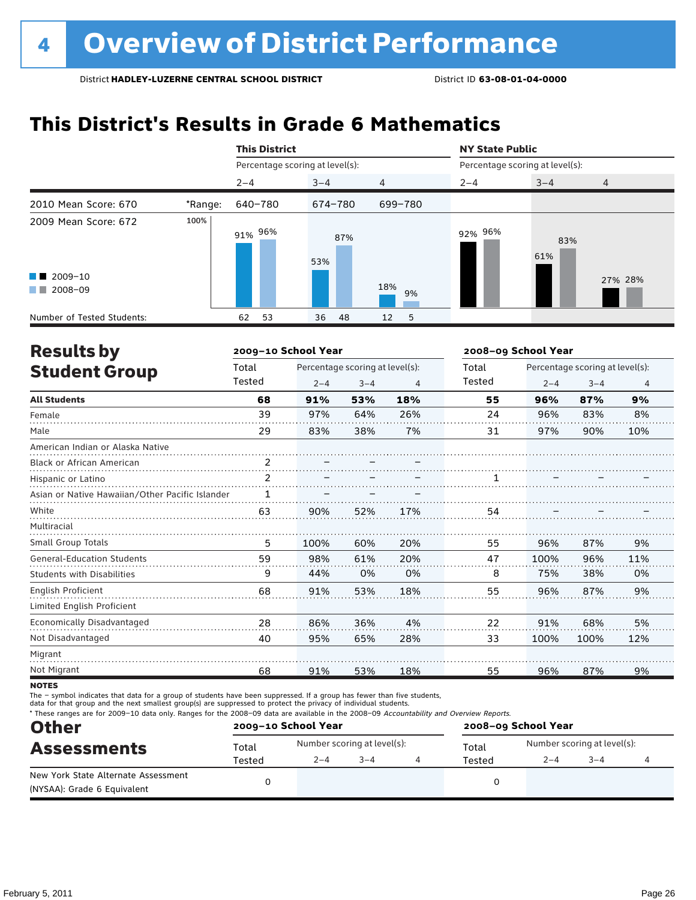# 4 Overview of District Performance

District **HADLEY-LUZERNE CENTRAL SCHOOL DISTRICT** District ID **63-08-01-04-0000**

## This District's Results in Grade 6 Mathematics

| | | This District | | | NY State Public | | |
|---|---|---|---|---|---|---|---|
| | | Percentage scoring at level(s): | | | Percentage scoring at level(s): | | |
| | | 2–4 | 3–4 | 4 | 2–4 | 3–4 | 4 |
| 2010 Mean Score: 670 | *Range: | 640–780 | 674–780 | 699–780 | | | |
| 2009 Mean Score: 672 | 2009–10 | 91% | 53% | 18% | 92% | 61% | 27% |
| | 2008–09 | 96% | 87% | 9% | 96% | 83% | 28% |
| Number of Tested Students: | 2009–10 | 62 | 36 | 12 | | | |
| | 2008–09 | 53 | 48 | 5 | | | |

## Results by Student Group

| | 2009–10 School Year | | | | 2008–09 School Year | | | |
|---|---|---|---|---|---|---|---|---|
| | Total Tested | Percentage scoring at level(s): 2–4 | 3–4 | 4 | Total Tested | Percentage scoring at level(s): 2–4 | 3–4 | 4 |
| **All Students** | **68** | **91%** | **53%** | **18%** | **55** | **96%** | **87%** | **9%** |
| Female | 39 | 97% | 64% | 26% | 24 | 96% | 83% | 8% |
| Male | 29 | 83% | 38% | 7% | 31 | 97% | 90% | 10% |
| American Indian or Alaska Native | | | | | | | | |
| Black or African American | 2 | – | – | – | | | | |
| Hispanic or Latino | 2 | – | – | – | 1 | – | – | – |
| Asian or Native Hawaiian/Other Pacific Islander | 1 | – | – | – | | | | |
| White | 63 | 90% | 52% | 17% | 54 | – | – | – |
| Multiracial | | | | | | | | |
| Small Group Totals | 5 | 100% | 60% | 20% | 55 | 96% | 87% | 9% |
| General-Education Students | 59 | 98% | 61% | 20% | 47 | 100% | 96% | 11% |
| Students with Disabilities | 9 | 44% | 0% | 0% | 8 | 75% | 38% | 0% |
| English Proficient | 68 | 91% | 53% | 18% | 55 | 96% | 87% | 9% |
| Limited English Proficient | | | | | | | | |
| Economically Disadvantaged | 28 | 86% | 36% | 4% | 22 | 91% | 68% | 5% |
| Not Disadvantaged | 40 | 95% | 65% | 28% | 33 | 100% | 100% | 12% |
| Migrant | | | | | | | | |
| Not Migrant | 68 | 91% | 53% | 18% | 55 | 96% | 87% | 9% |

**NOTES**

The – symbol indicates that data for a group of students have been suppressed. If a group has fewer than five students, data for that group and the next smallest group(s) are suppressed to protect the privacy of individual students.

* These ranges are for 2009–10 data only. Ranges for the 2008–09 data are available in the 2008–09 *Accountability and Overview Reports*.

## Other Assessments

| | 2009–10 School Year | | | | 2008–09 School Year | | | |
|---|---|---|---|---|---|---|---|---|
| | Total Tested | Number scoring at level(s): 2–4 | 3–4 | 4 | Total Tested | Number scoring at level(s): 2–4 | 3–4 | 4 |
| New York State Alternate Assessment (NYSAA): Grade 6 Equivalent | 0 | | | | 0 | | | |

February 5, 2011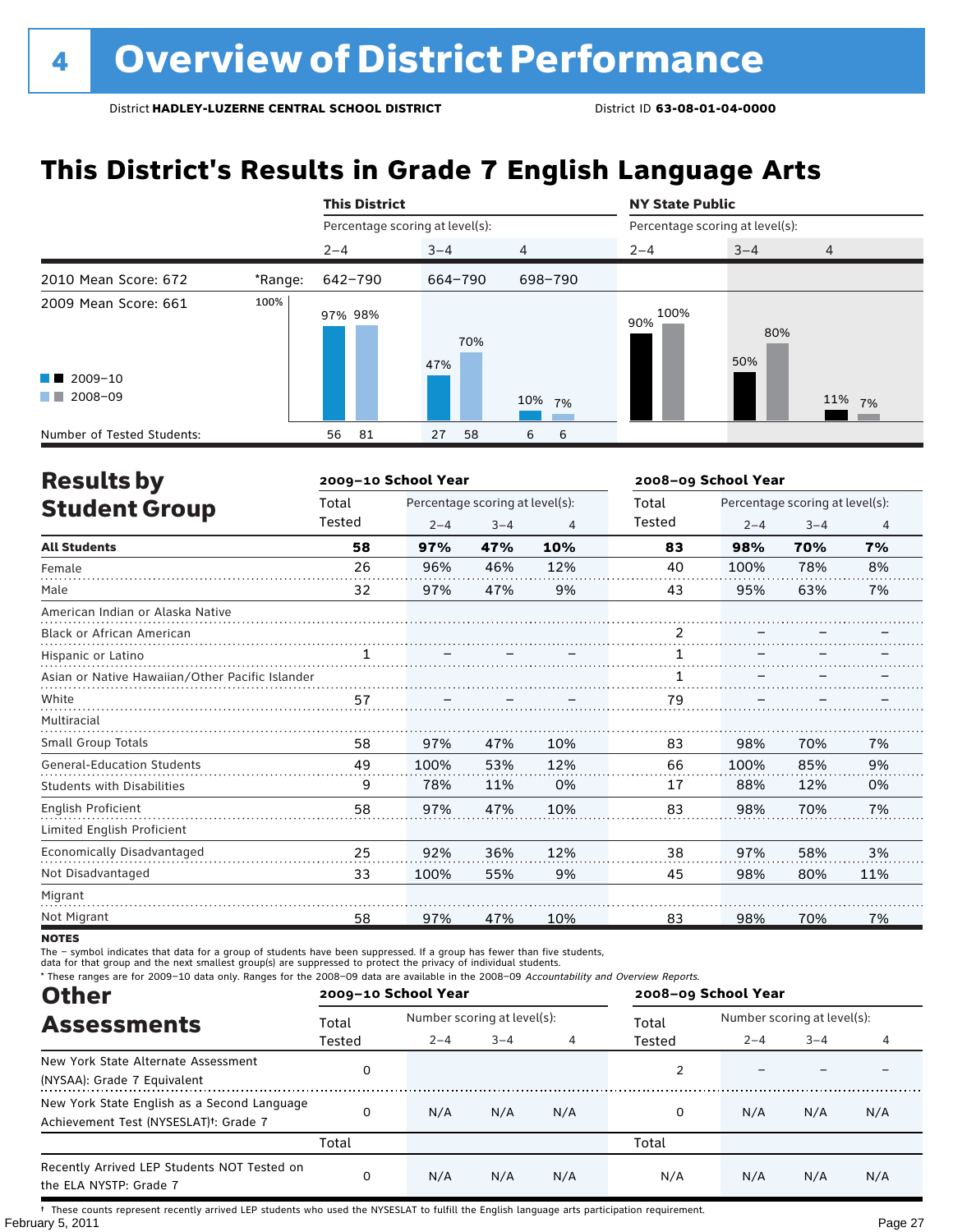# 4 Overview of District Performance

District **HADLEY-LUZERNE CENTRAL SCHOOL DISTRICT** District ID **63-08-01-04-0000**

## This District's Results in Grade 7 English Language Arts

| | | This District | | | NY State Public | | |
|---|---|---|---|---|---|---|---|
| | | Percentage scoring at level(s): | | | Percentage scoring at level(s): | | |
| | | 2–4 | 3–4 | 4 | 2–4 | 3–4 | 4 |
| 2010 Mean Score: 672 | *Range: | 642–790 | 664–790 | 698–790 | | | |
| 2009 Mean Score: 661 | 2009–10 | 97% | 47% | 10% | 90% | 50% | 11% |
| | 2008–09 | 98% | 70% | 7% | 100% | 80% | 7% |
| Number of Tested Students: | 2009–10 | 56 | 27 | 6 | | | |
| | 2008–09 | 81 | 58 | 6 | | | |

## Results by Student Group

| | 2009–10 School Year | | | | 2008–09 School Year | | | |
|---|---|---|---|---|---|---|---|---|
| | Total Tested | Percentage scoring at level(s): 2–4 | 3–4 | 4 | Total Tested | Percentage scoring at level(s): 2–4 | 3–4 | 4 |
| **All Students** | **58** | **97%** | **47%** | **10%** | **83** | **98%** | **70%** | **7%** |
| Female | 26 | 96% | 46% | 12% | 40 | 100% | 78% | 8% |
| Male | 32 | 97% | 47% | 9% | 43 | 95% | 63% | 7% |
| American Indian or Alaska Native | | | | | | | | |
| Black or African American | | | | | 2 | – | – | – |
| Hispanic or Latino | 1 | – | – | – | 1 | – | – | – |
| Asian or Native Hawaiian/Other Pacific Islander | | | | | 1 | – | – | – |
| White | 57 | – | – | – | 79 | – | – | – |
| Multiracial | | | | | | | | |
| Small Group Totals | 58 | 97% | 47% | 10% | 83 | 98% | 70% | 7% |
| General-Education Students | 49 | 100% | 53% | 12% | 66 | 100% | 85% | 9% |
| Students with Disabilities | 9 | 78% | 11% | 0% | 17 | 88% | 12% | 0% |
| English Proficient | 58 | 97% | 47% | 10% | 83 | 98% | 70% | 7% |
| Limited English Proficient | | | | | | | | |
| Economically Disadvantaged | 25 | 92% | 36% | 12% | 38 | 97% | 58% | 3% |
| Not Disadvantaged | 33 | 100% | 55% | 9% | 45 | 98% | 80% | 11% |
| Migrant | | | | | | | | |
| Not Migrant | 58 | 97% | 47% | 10% | 83 | 98% | 70% | 7% |

**NOTES**

The – symbol indicates that data for a group of students have been suppressed. If a group has fewer than five students, data for that group and the next smallest group(s) are suppressed to protect the privacy of individual students.

\* These ranges are for 2009–10 data only. Ranges for the 2008–09 data are available in the 2008–09 *Accountability and Overview Reports.*

## Other Assessments

| | 2009–10 School Year | | | | 2008–09 School Year | | | |
|---|---|---|---|---|---|---|---|---|
| | Total Tested | Number scoring at level(s): 2–4 | 3–4 | 4 | Total Tested | Number scoring at level(s): 2–4 | 3–4 | 4 |
| New York State Alternate Assessment (NYSAA): Grade 7 Equivalent | 0 | | | | 2 | – | – | – |
| New York State English as a Second Language Achievement Test (NYSESLAT)†: Grade 7 | 0 | N/A | N/A | N/A | 0 | N/A | N/A | N/A |
| | Total | | | | Total | | | |
| Recently Arrived LEP Students NOT Tested on the ELA NYSTP: Grade 7 | 0 | N/A | N/A | N/A | N/A | N/A | N/A | N/A |

† These counts represent recently arrived LEP students who used the NYSESLAT to fulfill the English language arts participation requirement.

February 5, 2011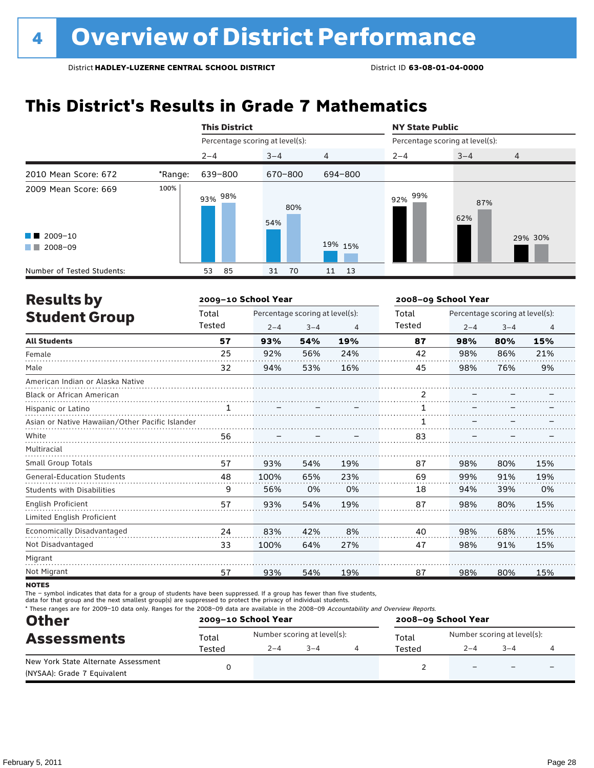# 4 Overview of District Performance

District **HADLEY-LUZERNE CENTRAL SCHOOL DISTRICT** District ID **63-08-01-04-0000**

## This District's Results in Grade 7 Mathematics

| | | This District | | | NY State Public | | |
|---|---|---|---|---|---|---|---|
| | | Percentage scoring at level(s): | | | Percentage scoring at level(s): | | |
| | | 2–4 | 3–4 | 4 | 2–4 | 3–4 | 4 |
| 2010 Mean Score: 672 | *Range: | 639–800 | 670–800 | 694–800 | | | |
| 2009 Mean Score: 669 | | | | | | | |
| 2009–10 | | 93% | 54% | 19% | 92% | 62% | 29% |
| 2008–09 | | 98% | 80% | 15% | 99% | 87% | 30% |
| Number of Tested Students: 2009–10 | | 53 | 31 | 11 | | | |
| Number of Tested Students: 2008–09 | | 85 | 70 | 13 | | | |

## Results by Student Group

| | 2009–10 School Year | | | | 2008–09 School Year | | | |
|---|---|---|---|---|---|---|---|---|
| | Total Tested | Percentage scoring at level(s): 2–4 | 3–4 | 4 | Total Tested | Percentage scoring at level(s): 2–4 | 3–4 | 4 |
| **All Students** | **57** | **93%** | **54%** | **19%** | **87** | **98%** | **80%** | **15%** |
| Female | 25 | 92% | 56% | 24% | 42 | 98% | 86% | 21% |
| Male | 32 | 94% | 53% | 16% | 45 | 98% | 76% | 9% |
| American Indian or Alaska Native | | | | | | | | |
| Black or African American | | | | | 2 | – | – | – |
| Hispanic or Latino | 1 | – | – | – | 1 | – | – | – |
| Asian or Native Hawaiian/Other Pacific Islander | | | | | 1 | – | – | – |
| White | 56 | – | – | – | 83 | – | – | – |
| Multiracial | | | | | | | | |
| Small Group Totals | 57 | 93% | 54% | 19% | 87 | 98% | 80% | 15% |
| General-Education Students | 48 | 100% | 65% | 23% | 69 | 99% | 91% | 19% |
| Students with Disabilities | 9 | 56% | 0% | 0% | 18 | 94% | 39% | 0% |
| English Proficient | 57 | 93% | 54% | 19% | 87 | 98% | 80% | 15% |
| Limited English Proficient | | | | | | | | |
| Economically Disadvantaged | 24 | 83% | 42% | 8% | 40 | 98% | 68% | 15% |
| Not Disadvantaged | 33 | 100% | 64% | 27% | 47 | 98% | 91% | 15% |
| Migrant | | | | | | | | |
| Not Migrant | 57 | 93% | 54% | 19% | 87 | 98% | 80% | 15% |

**NOTES**

The – symbol indicates that data for a group of students have been suppressed. If a group has fewer than five students, data for that group and the next smallest group(s) are suppressed to protect the privacy of individual students.

\* These ranges are for 2009–10 data only. Ranges for the 2008–09 data are available in the 2008–09 *Accountability and Overview Reports*.

## Other Assessments

| | 2009–10 School Year | | | | 2008–09 School Year | | | |
|---|---|---|---|---|---|---|---|---|
| | Total Tested | Number scoring at level(s): 2–4 | 3–4 | 4 | Total Tested | Number scoring at level(s): 2–4 | 3–4 | 4 |
| New York State Alternate Assessment (NYSAA): Grade 7 Equivalent | 0 | | | | 2 | – | – | – |

February 5, 2011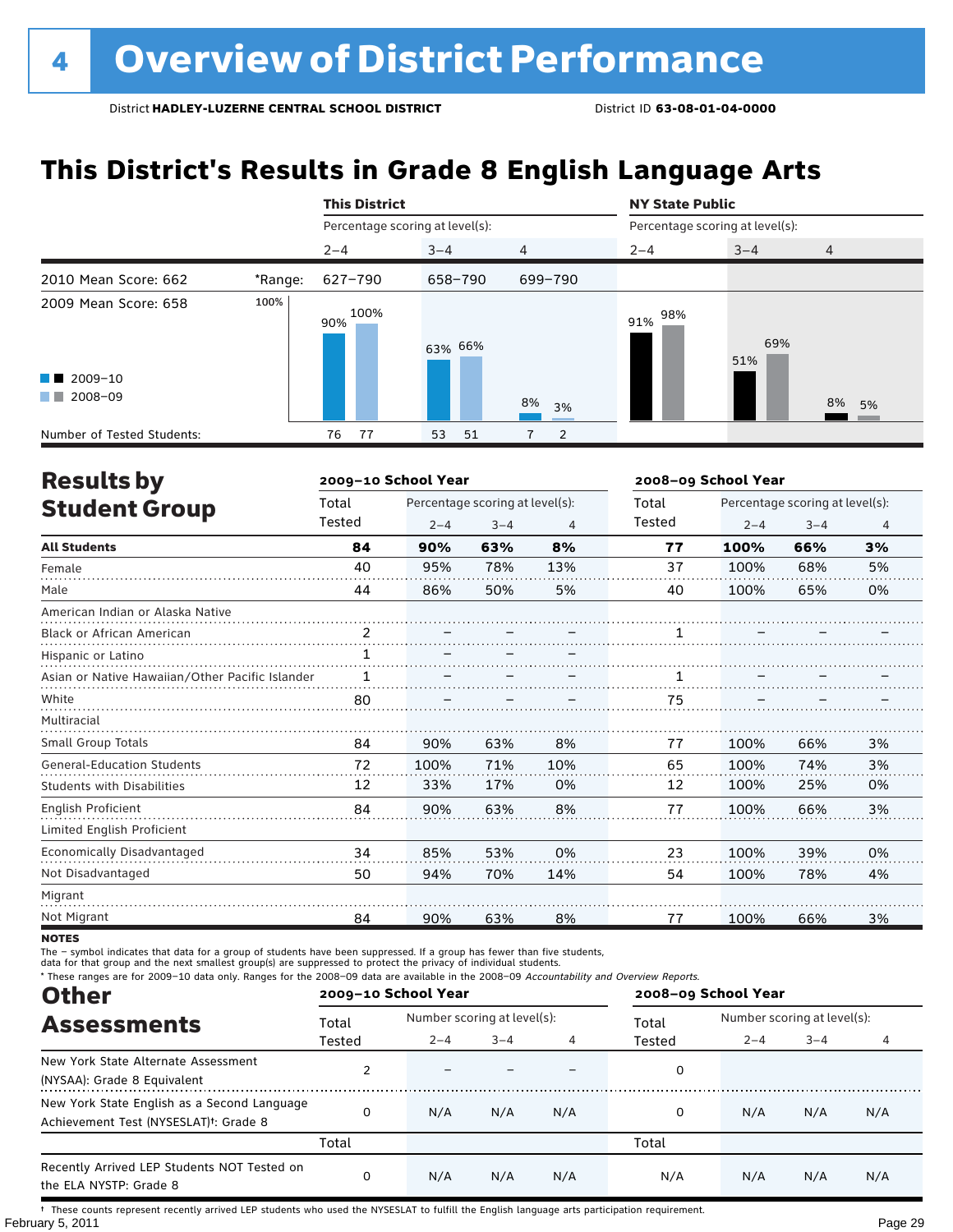# Overview of District Performance

District **HADLEY-LUZERNE CENTRAL SCHOOL DISTRICT** District ID **63-08-01-04-0000**

## This District's Results in Grade 8 English Language Arts

| | | This District | | | NY State Public | | |
|---|---|---|---|---|---|---|---|
| | | Percentage scoring at level(s): | | | Percentage scoring at level(s): | | |
| | | 2–4 | 3–4 | 4 | 2–4 | 3–4 | 4 |
| 2010 Mean Score: 662 | *Range: | 627–790 | 658–790 | 699–790 | | | |
| 2009 Mean Score: 658 | | | | | | | |
| 2009–10 | | 90% | 63% | 8% | 91% | 51% | 8% |
| 2008–09 | | 100% | 66% | 3% | 98% | 69% | 5% |
| Number of Tested Students: 2009–10 | | 76 | 53 | 7 | | | |
| Number of Tested Students: 2008–09 | | 77 | 51 | 2 | | | |

## Results by Student Group

| | 2009–10 School Year | | | | 2008–09 School Year | | | |
|---|---|---|---|---|---|---|---|---|
| | Total Tested | Percentage scoring at level(s): 2–4 | 3–4 | 4 | Total Tested | Percentage scoring at level(s): 2–4 | 3–4 | 4 |
| **All Students** | **84** | **90%** | **63%** | **8%** | **77** | **100%** | **66%** | **3%** |
| Female | 40 | 95% | 78% | 13% | 37 | 100% | 68% | 5% |
| Male | 44 | 86% | 50% | 5% | 40 | 100% | 65% | 0% |
| American Indian or Alaska Native | | | | | | | | |
| Black or African American | 2 | – | – | – | 1 | – | – | – |
| Hispanic or Latino | 1 | – | – | – | | | | |
| Asian or Native Hawaiian/Other Pacific Islander | 1 | – | – | – | 1 | – | – | – |
| White | 80 | – | – | – | 75 | – | – | – |
| Multiracial | | | | | | | | |
| Small Group Totals | 84 | 90% | 63% | 8% | 77 | 100% | 66% | 3% |
| General-Education Students | 72 | 100% | 71% | 10% | 65 | 100% | 74% | 3% |
| Students with Disabilities | 12 | 33% | 17% | 0% | 12 | 100% | 25% | 0% |
| English Proficient | 84 | 90% | 63% | 8% | 77 | 100% | 66% | 3% |
| Limited English Proficient | | | | | | | | |
| Economically Disadvantaged | 34 | 85% | 53% | 0% | 23 | 100% | 39% | 0% |
| Not Disadvantaged | 50 | 94% | 70% | 14% | 54 | 100% | 78% | 4% |
| Migrant | | | | | | | | |
| Not Migrant | 84 | 90% | 63% | 8% | 77 | 100% | 66% | 3% |

**NOTES**

The – symbol indicates that data for a group of students have been suppressed. If a group has fewer than five students, data for that group and the next smallest group(s) are suppressed to protect the privacy of individual students.

\* These ranges are for 2009–10 data only. Ranges for the 2008–09 data are available in the 2008–09 *Accountability and Overview Reports.*

## Other Assessments

| | 2009–10 School Year | | | | 2008–09 School Year | | | |
|---|---|---|---|---|---|---|---|---|
| | Total Tested | Number scoring at level(s): 2–4 | 3–4 | 4 | Total Tested | Number scoring at level(s): 2–4 | 3–4 | 4 |
| New York State Alternate Assessment (NYSAA): Grade 8 Equivalent | 2 | – | – | – | 0 | | | |
| New York State English as a Second Language Achievement Test (NYSESLAT)†: Grade 8 | 0 | N/A | N/A | N/A | 0 | N/A | N/A | N/A |
| | Total | | | | Total | | | |
| Recently Arrived LEP Students NOT Tested on the ELA NYSTP: Grade 8 | 0 | N/A | N/A | N/A | N/A | N/A | N/A | N/A |

† These counts represent recently arrived LEP students who used the NYSESLAT to fulfill the English language arts participation requirement.

February 5, 2011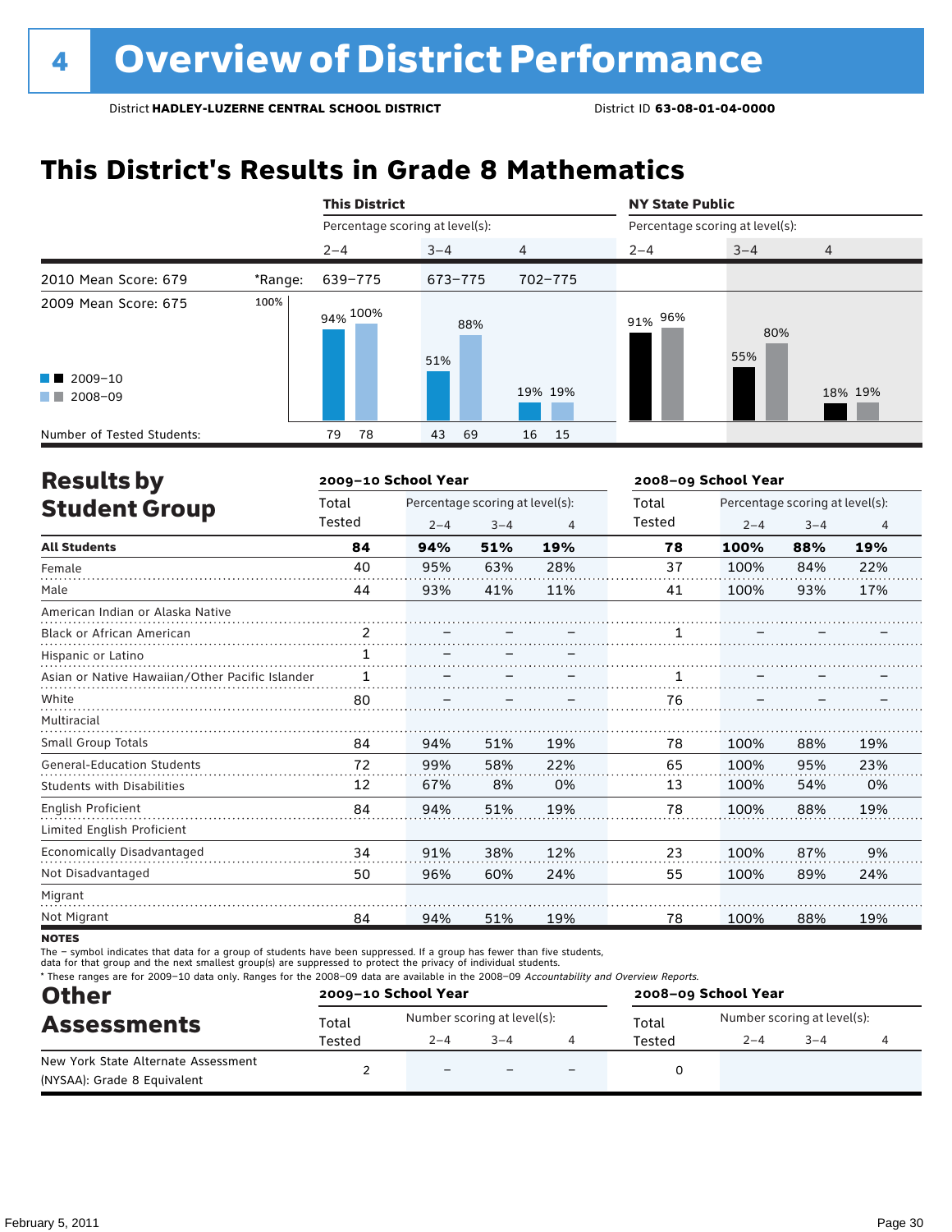# 4 Overview of District Performance

District **HADLEY-LUZERNE CENTRAL SCHOOL DISTRICT** District ID **63-08-01-04-0000**

## This District's Results in Grade 8 Mathematics

| | | This District | | | NY State Public | | |
|---|---|---|---|---|---|---|---|
| | | Percentage scoring at level(s): | | | Percentage scoring at level(s): | | |
| | | 2–4 | 3–4 | 4 | 2–4 | 3–4 | 4 |
| 2010 Mean Score: 679 | *Range: | 639–775 | 673–775 | 702–775 | | | |
| 2009 Mean Score: 675 | 2009–10 | 94% | 51% | 19% | 91% | 55% | 18% |
| | 2008–09 | 100% | 88% | 19% | 96% | 80% | 19% |
| Number of Tested Students: | 2009–10 | 79 | 43 | 16 | | | |
| | 2008–09 | 78 | 69 | 15 | | | |

## Results by Student Group

| | 2009–10 School Year | | | | 2008–09 School Year | | | |
|---|---|---|---|---|---|---|---|---|
| | Total Tested | Percentage scoring at level(s): 2–4 | 3–4 | 4 | Total Tested | Percentage scoring at level(s): 2–4 | 3–4 | 4 |
| **All Students** | **84** | **94%** | **51%** | **19%** | **78** | **100%** | **88%** | **19%** |
| Female | 40 | 95% | 63% | 28% | 37 | 100% | 84% | 22% |
| Male | 44 | 93% | 41% | 11% | 41 | 100% | 93% | 17% |
| American Indian or Alaska Native | | | | | | | | |
| Black or African American | 2 | – | – | – | 1 | – | – | – |
| Hispanic or Latino | 1 | – | – | – | | | | |
| Asian or Native Hawaiian/Other Pacific Islander | 1 | – | – | – | 1 | – | – | – |
| White | 80 | – | – | – | 76 | – | – | – |
| Multiracial | | | | | | | | |
| Small Group Totals | 84 | 94% | 51% | 19% | 78 | 100% | 88% | 19% |
| General-Education Students | 72 | 99% | 58% | 22% | 65 | 100% | 95% | 23% |
| Students with Disabilities | 12 | 67% | 8% | 0% | 13 | 100% | 54% | 0% |
| English Proficient | 84 | 94% | 51% | 19% | 78 | 100% | 88% | 19% |
| Limited English Proficient | | | | | | | | |
| Economically Disadvantaged | 34 | 91% | 38% | 12% | 23 | 100% | 87% | 9% |
| Not Disadvantaged | 50 | 96% | 60% | 24% | 55 | 100% | 89% | 24% |
| Migrant | | | | | | | | |
| Not Migrant | 84 | 94% | 51% | 19% | 78 | 100% | 88% | 19% |

**NOTES**

The – symbol indicates that data for a group of students have been suppressed. If a group has fewer than five students, data for that group and the next smallest group(s) are suppressed to protect the privacy of individual students.

* These ranges are for 2009–10 data only. Ranges for the 2008–09 data are available in the 2008–09 *Accountability and Overview Reports*.

## Other Assessments

| | 2009–10 School Year | | | | 2008–09 School Year | | | |
|---|---|---|---|---|---|---|---|---|
| | Total Tested | Number scoring at level(s): 2–4 | 3–4 | 4 | Total Tested | Number scoring at level(s): 2–4 | 3–4 | 4 |
| New York State Alternate Assessment (NYSAA): Grade 8 Equivalent | 2 | – | – | – | 0 | | | |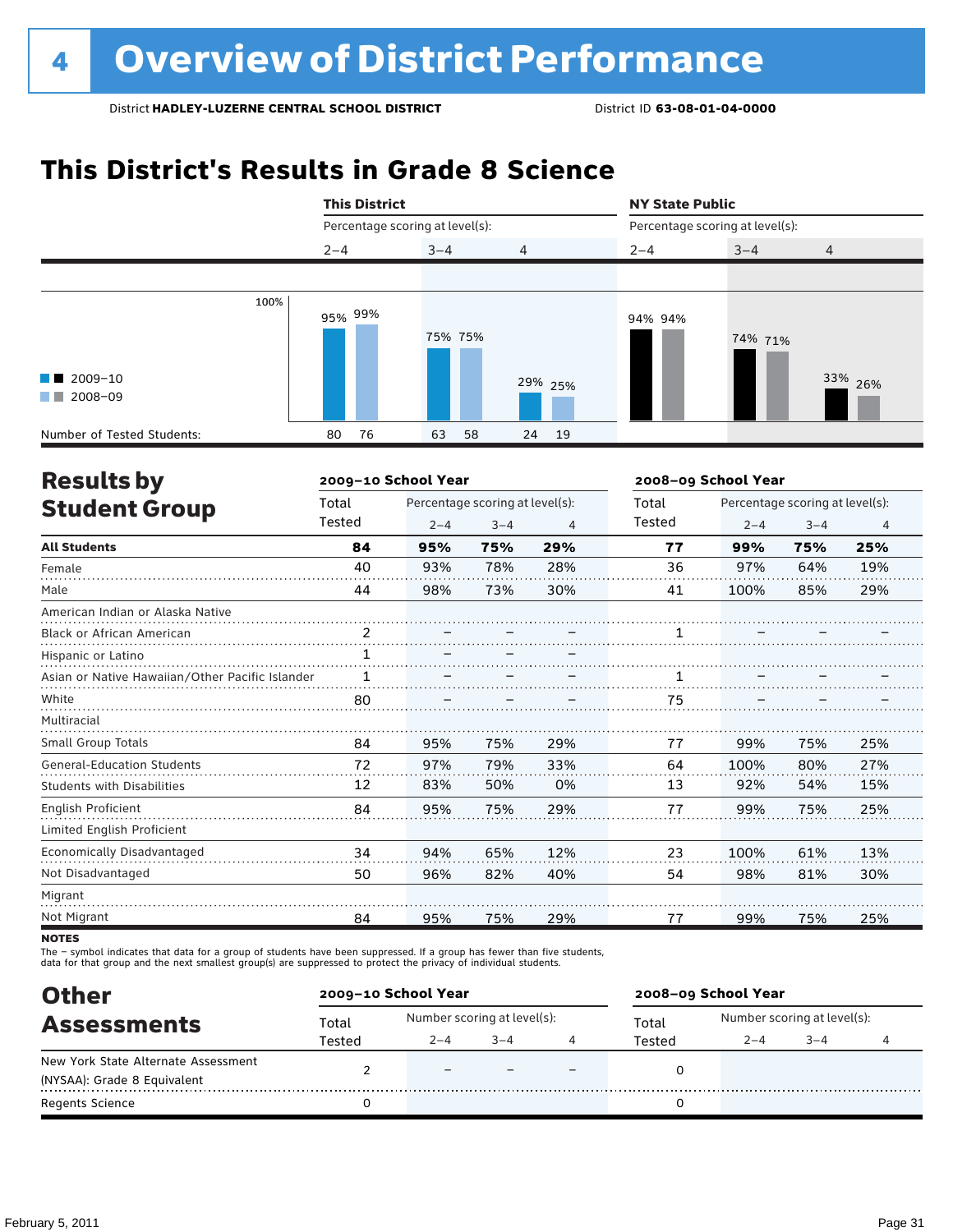# 4 Overview of District Performance

District **HADLEY-LUZERNE CENTRAL SCHOOL DISTRICT** District ID **63-08-01-04-0000**

## This District's Results in Grade 8 Science

| | This District | | | NY State Public | | |
|---|---|---|---|---|---|---|
| Percentage scoring at level(s): | 2–4 | 3–4 | 4 | 2–4 | 3–4 | 4 |
| 2009–10 | 95% | 75% | 29% | 94% | 74% | 33% |
| 2008–09 | 99% | 75% | 25% | 94% | 71% | 26% |
| Number of Tested Students: 2009–10 | 80 | 63 | 24 | | | |
| Number of Tested Students: 2008–09 | 76 | 58 | 19 | | | |

## Results by Student Group

| | 2009–10 School Year | | | | 2008–09 School Year | | | |
|---|---|---|---|---|---|---|---|---|
| | Total Tested | Percentage scoring at level(s): 2–4 | 3–4 | 4 | Total Tested | Percentage scoring at level(s): 2–4 | 3–4 | 4 |
| **All Students** | **84** | **95%** | **75%** | **29%** | **77** | **99%** | **75%** | **25%** |
| Female | 40 | 93% | 78% | 28% | 36 | 97% | 64% | 19% |
| Male | 44 | 98% | 73% | 30% | 41 | 100% | 85% | 29% |
| American Indian or Alaska Native | | | | | | | | |
| Black or African American | 2 | – | – | – | 1 | – | – | – |
| Hispanic or Latino | 1 | – | – | – | | | | |
| Asian or Native Hawaiian/Other Pacific Islander | 1 | – | – | – | 1 | – | – | – |
| White | 80 | – | – | – | 75 | – | – | – |
| Multiracial | | | | | | | | |
| Small Group Totals | 84 | 95% | 75% | 29% | 77 | 99% | 75% | 25% |
| General-Education Students | 72 | 97% | 79% | 33% | 64 | 100% | 80% | 27% |
| Students with Disabilities | 12 | 83% | 50% | 0% | 13 | 92% | 54% | 15% |
| English Proficient | 84 | 95% | 75% | 29% | 77 | 99% | 75% | 25% |
| Limited English Proficient | | | | | | | | |
| Economically Disadvantaged | 34 | 94% | 65% | 12% | 23 | 100% | 61% | 13% |
| Not Disadvantaged | 50 | 96% | 82% | 40% | 54 | 98% | 81% | 30% |
| Migrant | | | | | | | | |
| Not Migrant | 84 | 95% | 75% | 29% | 77 | 99% | 75% | 25% |

**NOTES**

The – symbol indicates that data for a group of students have been suppressed. If a group has fewer than five students, data for that group and the next smallest group(s) are suppressed to protect the privacy of individual students.

## Other Assessments

| | 2009–10 School Year | | | | 2008–09 School Year | | | |
|---|---|---|---|---|---|---|---|---|
| | Total Tested | Number scoring at level(s): 2–4 | 3–4 | 4 | Total Tested | Number scoring at level(s): 2–4 | 3–4 | 4 |
| New York State Alternate Assessment (NYSAA): Grade 8 Equivalent | 2 | – | – | – | 0 | | | |
| Regents Science | 0 | | | | 0 | | | |

February 5, 2011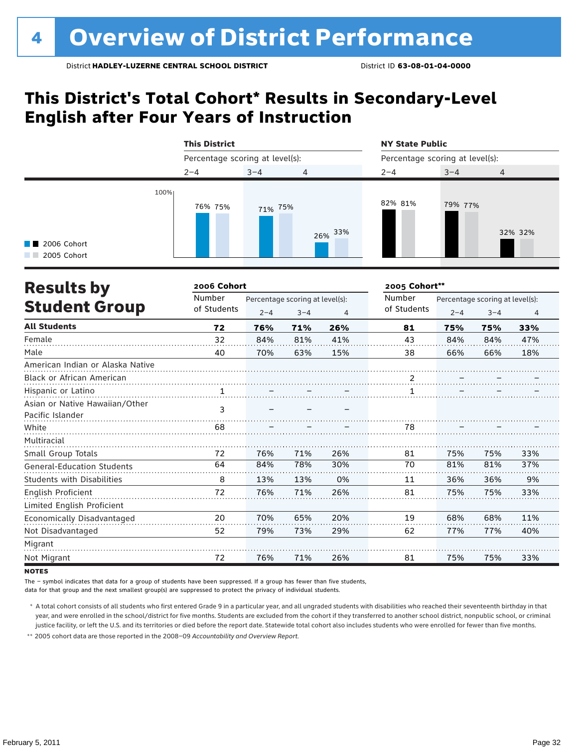# 4 Overview of District Performance

District **HADLEY-LUZERNE CENTRAL SCHOOL DISTRICT** District ID **63-08-01-04-0000**

## This District's Total Cohort* Results in Secondary-Level English after Four Years of Instruction

| | This District 2–4 | This District 3–4 | This District 4 | NY State Public 2–4 | NY State Public 3–4 | NY State Public 4 |
|---|---|---|---|---|---|---|
| 2006 Cohort | 76% | 71% | 26% | 82% | 79% | 32% |
| 2005 Cohort | 75% | 75% | 33% | 81% | 77% | 32% |

## Results by Student Group

| | 2006 Cohort Number of Students | 2006 Cohort 2–4 | 2006 Cohort 3–4 | 2006 Cohort 4 | 2005 Cohort** Number of Students | 2005 Cohort** 2–4 | 2005 Cohort** 3–4 | 2005 Cohort** 4 |
|---|---|---|---|---|---|---|---|---|
| **All Students** | **72** | **76%** | **71%** | **26%** | **81** | **75%** | **75%** | **33%** |
| Female | 32 | 84% | 81% | 41% | 43 | 84% | 84% | 47% |
| Male | 40 | 70% | 63% | 15% | 38 | 66% | 66% | 18% |
| American Indian or Alaska Native | | | | | | | | |
| Black or African American | | | | | 2 | – | – | – |
| Hispanic or Latino | 1 | – | – | – | 1 | – | – | – |
| Asian or Native Hawaiian/Other Pacific Islander | 3 | – | – | – | | | | |
| White | 68 | – | – | – | 78 | – | – | – |
| Multiracial | | | | | | | | |
| Small Group Totals | 72 | 76% | 71% | 26% | 81 | 75% | 75% | 33% |
| General-Education Students | 64 | 84% | 78% | 30% | 70 | 81% | 81% | 37% |
| Students with Disabilities | 8 | 13% | 13% | 0% | 11 | 36% | 36% | 9% |
| English Proficient | 72 | 76% | 71% | 26% | 81 | 75% | 75% | 33% |
| Limited English Proficient | | | | | | | | |
| Economically Disadvantaged | 20 | 70% | 65% | 20% | 19 | 68% | 68% | 11% |
| Not Disadvantaged | 52 | 79% | 73% | 29% | 62 | 77% | 77% | 40% |
| Migrant | | | | | | | | |
| Not Migrant | 72 | 76% | 71% | 26% | 81 | 75% | 75% | 33% |

**NOTES**

The – symbol indicates that data for a group of students have been suppressed. If a group has fewer than five students, data for that group and the next smallest group(s) are suppressed to protect the privacy of individual students.

\* A total cohort consists of all students who first entered Grade 9 in a particular year, and all ungraded students with disabilities who reached their seventeenth birthday in that year, and were enrolled in the school/district for five months. Students are excluded from the cohort if they transferred to another school district, nonpublic school, or criminal justice facility, or left the U.S. and its territories or died before the report date. Statewide total cohort also includes students who were enrolled for fewer than five months.

\*\* 2005 cohort data are those reported in the 2008–09 *Accountability and Overview Report*.

February 5, 2011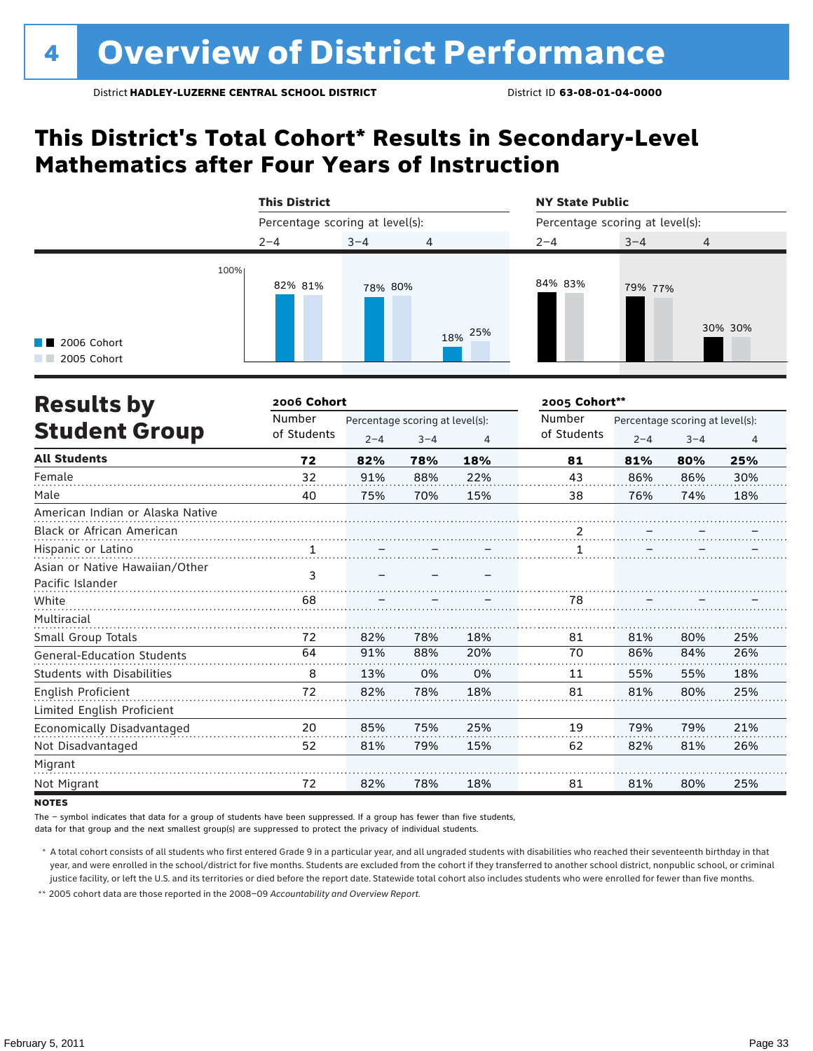# 4 Overview of District Performance

District **HADLEY-LUZERNE CENTRAL SCHOOL DISTRICT** District ID **63-08-01-04-0000**

## This District's Total Cohort* Results in Secondary-Level Mathematics after Four Years of Instruction

This District
Percentage scoring at level(s):
2–4 3–4 4
100%
82% 81%
78% 80%
18% 25%

NY State Public
Percentage scoring at level(s):
2–4 3–4 4
84% 83%
79% 77%
30% 30%

2006 Cohort
2005 Cohort

## Results by Student Group

| | 2006 Cohort | | | | 2005 Cohort** | | | |
|---|---|---|---|---|---|---|---|---|
| | Number of Students | Percentage scoring at level(s): 2–4 | 3–4 | 4 | Number of Students | Percentage scoring at level(s): 2–4 | 3–4 | 4 |
| **All Students** | **72** | **82%** | **78%** | **18%** | **81** | **81%** | **80%** | **25%** |
| Female | 32 | 91% | 88% | 22% | 43 | 86% | 86% | 30% |
| Male | 40 | 75% | 70% | 15% | 38 | 76% | 74% | 18% |
| American Indian or Alaska Native | | | | | | | | |
| Black or African American | | | | | 2 | – | – | – |
| Hispanic or Latino | 1 | – | – | – | 1 | – | – | – |
| Asian or Native Hawaiian/Other Pacific Islander | 3 | – | – | – | | | | |
| White | 68 | – | – | – | 78 | – | – | – |
| Multiracial | | | | | | | | |
| Small Group Totals | 72 | 82% | 78% | 18% | 81 | 81% | 80% | 25% |
| General-Education Students | 64 | 91% | 88% | 20% | 70 | 86% | 84% | 26% |
| Students with Disabilities | 8 | 13% | 0% | 0% | 11 | 55% | 55% | 18% |
| English Proficient | 72 | 82% | 78% | 18% | 81 | 81% | 80% | 25% |
| Limited English Proficient | | | | | | | | |
| Economically Disadvantaged | 20 | 85% | 75% | 25% | 19 | 79% | 79% | 21% |
| Not Disadvantaged | 52 | 81% | 79% | 15% | 62 | 82% | 81% | 26% |
| Migrant | | | | | | | | |
| Not Migrant | 72 | 82% | 78% | 18% | 81 | 81% | 80% | 25% |

**NOTES**

The – symbol indicates that data for a group of students have been suppressed. If a group has fewer than five students, data for that group and the next smallest group(s) are suppressed to protect the privacy of individual students.

\* A total cohort consists of all students who first entered Grade 9 in a particular year, and all ungraded students with disabilities who reached their seventeenth birthday in that year, and were enrolled in the school/district for five months. Students are excluded from the cohort if they transferred to another school district, nonpublic school, or criminal justice facility, or left the U.S. and its territories or died before the report date. Statewide total cohort also includes students who were enrolled for fewer than five months.

\*\* 2005 cohort data are those reported in the 2008–09 *Accountability and Overview Report*.

February 5, 2011